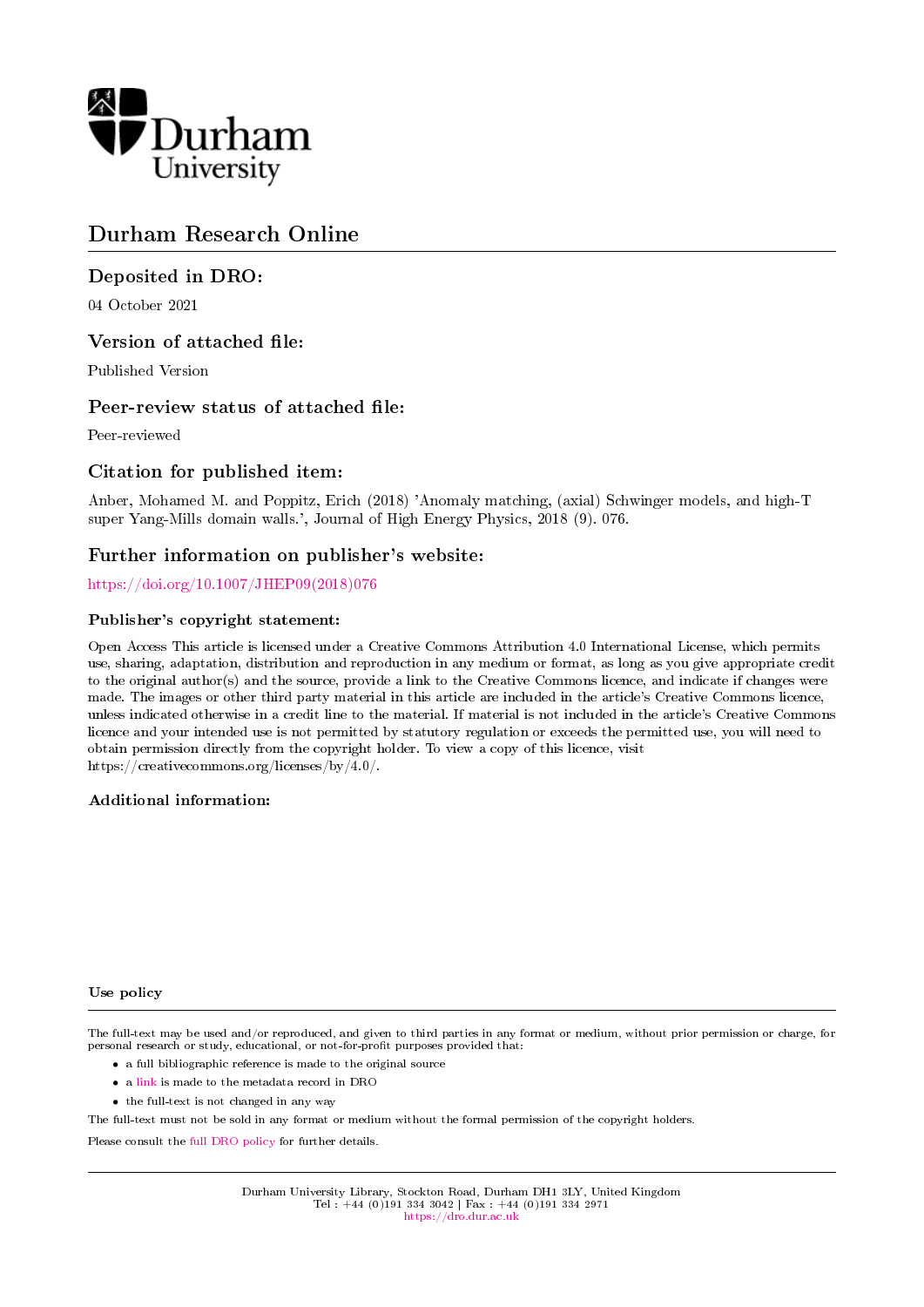Durham University

# Durham Research Online

## Deposited in DRO:

04 October 2021

## Version of attached file:

Published Version

## Peer-review status of attached file:

Peer-reviewed

## Citation for published item:

Anber, Mohamed M. and Poppitz, Erich (2018) 'Anomaly matching, (axial) Schwinger models, and high-T super Yang-Mills domain walls.', Journal of High Energy Physics, 2018 (9). 076.

## Further information on publisher's website:

https://doi.org/10.1007/JHEP09(2018)076

### Publisher's copyright statement:

Open Access This article is licensed under a Creative Commons Attribution 4.0 International License, which permits use, sharing, adaptation, distribution and reproduction in any medium or format, as long as you give appropriate credit to the original author(s) and the source, provide a link to the Creative Commons licence, and indicate if changes were made. The images or other third party material in this article are included in the article's Creative Commons licence, unless indicated otherwise in a credit line to the material. If material is not included in the article's Creative Commons licence and your intended use is not permitted by statutory regulation or exceeds the permitted use, you will need to obtain permission directly from the copyright holder. To view a copy of this licence, visit https://creativecommons.org/licenses/by/4.0/.

### Additional information:

### Use policy

The full-text may be used and/or reproduced, and given to third parties in any format or medium, without prior permission or charge, for personal research or study, educational, or not-for-profit purposes provided that:

- a full bibliographic reference is made to the original source
- a link is made to the metadata record in DRO
- the full-text is not changed in any way

The full-text must not be sold in any format or medium without the formal permission of the copyright holders.

Please consult the full DRO policy for further details.

Durham University Library, Stockton Road, Durham DH1 3LY, United Kingdom
Tel : +44 (0)191 334 3042 | Fax : +44 (0)191 334 2971
https://dro.dur.ac.uk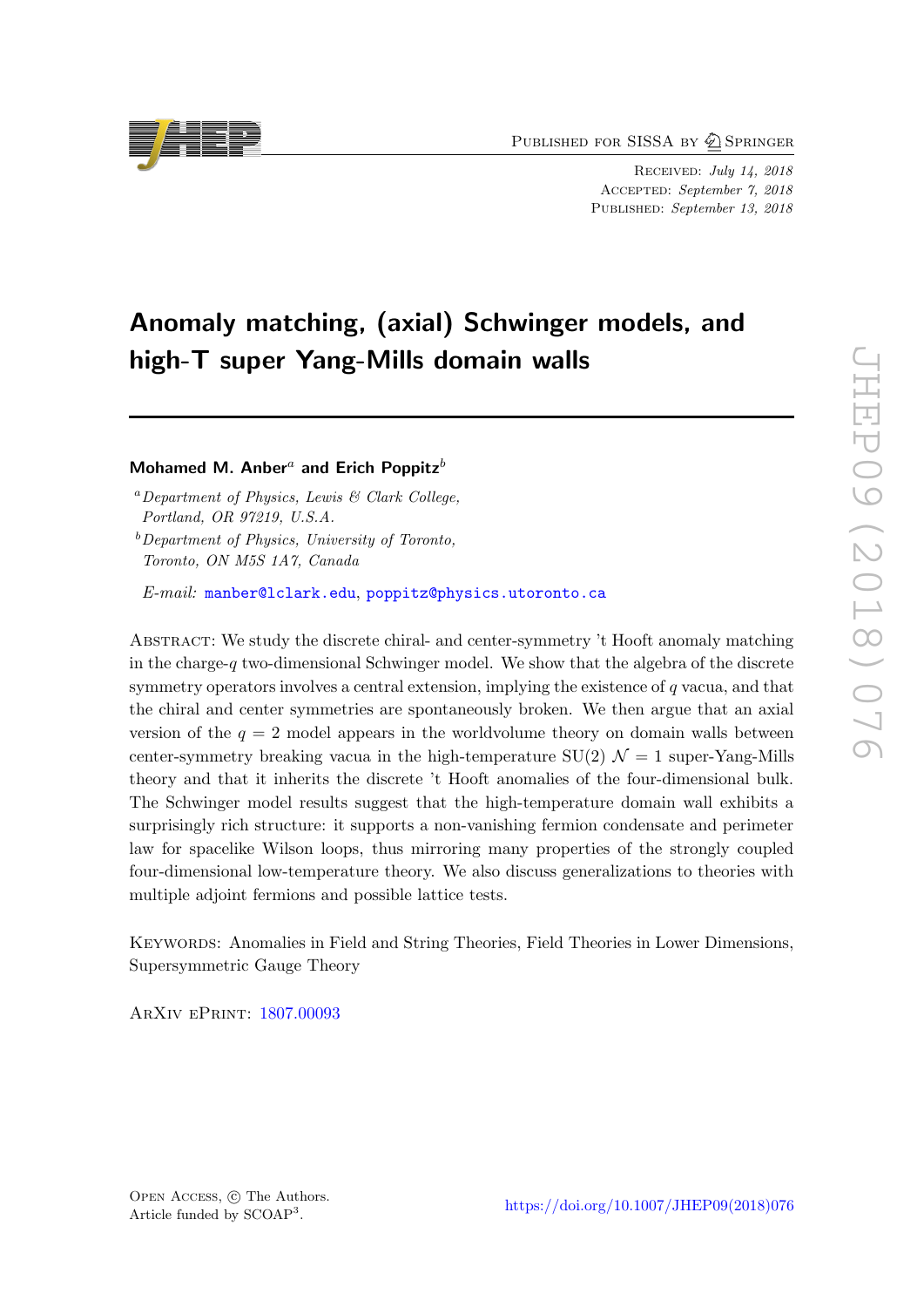# Anomaly matching, (axial) Schwinger models, and high-T super Yang-Mills domain walls

**Mohamed M. Anber**[a] **and Erich Poppitz**[b]

[a] *Department of Physics, Lewis & Clark College, Portland, OR 97219, U.S.A.*

[b] *Department of Physics, University of Toronto, Toronto, ON M5S 1A7, Canada*

*E-mail:* manber@lclark.edu, poppitz@physics.utoronto.ca

Abstract: We study the discrete chiral- and center-symmetry 't Hooft anomaly matching in the charge-$q$ two-dimensional Schwinger model. We show that the algebra of the discrete symmetry operators involves a central extension, implying the existence of $q$ vacua, and that the chiral and center symmetries are spontaneously broken. We then argue that an axial version of the $q = 2$ model appears in the worldvolume theory on domain walls between center-symmetry breaking vacua in the high-temperature SU(2) $\mathcal{N} = 1$ super-Yang-Mills theory and that it inherits the discrete 't Hooft anomalies of the four-dimensional bulk. The Schwinger model results suggest that the high-temperature domain wall exhibits a surprisingly rich structure: it supports a non-vanishing fermion condensate and perimeter law for spacelike Wilson loops, thus mirroring many properties of the strongly coupled four-dimensional low-temperature theory. We also discuss generalizations to theories with multiple adjoint fermions and possible lattice tests.

Keywords: Anomalies in Field and String Theories, Field Theories in Lower Dimensions, Supersymmetric Gauge Theory

ArXiv ePrint: 1807.00093

Open Access, © The Authors.
Article funded by SCOAP[3].

https://doi.org/10.1007/JHEP09(2018)076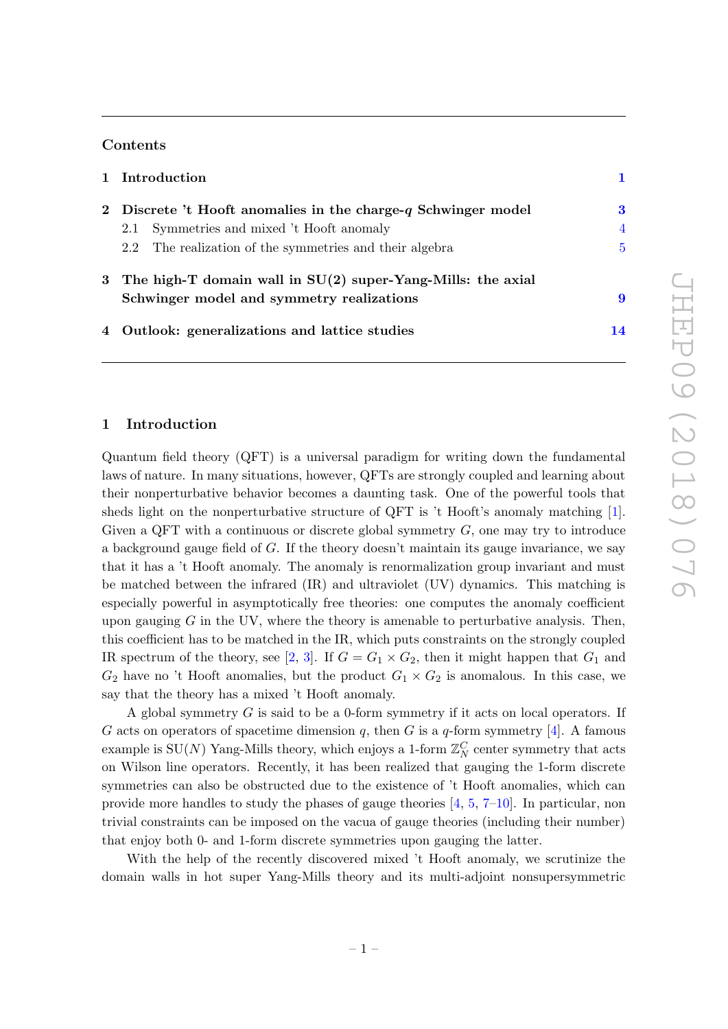## Contents

| | | |
|---|---|---|
| **1** | **Introduction** | **1** |
| **2** | **Discrete 't Hooft anomalies in the charge-$q$ Schwinger model** | **3** |
| | 2.1 Symmetries and mixed 't Hooft anomaly | 4 |
| | 2.2 The realization of the symmetries and their algebra | 5 |
| **3** | **The high-T domain wall in SU(2) super-Yang-Mills: the axial Schwinger model and symmetry realizations** | **9** |
| **4** | **Outlook: generalizations and lattice studies** | **14** |

## 1 Introduction

Quantum field theory (QFT) is a universal paradigm for writing down the fundamental laws of nature. In many situations, however, QFTs are strongly coupled and learning about their nonperturbative behavior becomes a daunting task. One of the powerful tools that sheds light on the nonperturbative structure of QFT is 't Hooft's anomaly matching [1]. Given a QFT with a continuous or discrete global symmetry $G$, one may try to introduce a background gauge field of $G$. If the theory doesn't maintain its gauge invariance, we say that it has a 't Hooft anomaly. The anomaly is renormalization group invariant and must be matched between the infrared (IR) and ultraviolet (UV) dynamics. This matching is especially powerful in asymptotically free theories: one computes the anomaly coefficient upon gauging $G$ in the UV, where the theory is amenable to perturbative analysis. Then, this coefficient has to be matched in the IR, which puts constraints on the strongly coupled IR spectrum of the theory, see [2, 3]. If $G = G_1 \times G_2$, then it might happen that $G_1$ and $G_2$ have no 't Hooft anomalies, but the product $G_1 \times G_2$ is anomalous. In this case, we say that the theory has a mixed 't Hooft anomaly.

A global symmetry $G$ is said to be a 0-form symmetry if it acts on local operators. If $G$ acts on operators of spacetime dimension $q$, then $G$ is a $q$-form symmetry [4]. A famous example is SU($N$) Yang-Mills theory, which enjoys a 1-form $\mathbb{Z}_N^C$ center symmetry that acts on Wilson line operators. Recently, it has been realized that gauging the 1-form discrete symmetries can also be obstructed due to the existence of 't Hooft anomalies, which can provide more handles to study the phases of gauge theories [4, 5, 7–10]. In particular, non trivial constraints can be imposed on the vacua of gauge theories (including their number) that enjoy both 0- and 1-form discrete symmetries upon gauging the latter.

With the help of the recently discovered mixed 't Hooft anomaly, we scrutinize the domain walls in hot super Yang-Mills theory and its multi-adjoint nonsupersymmetric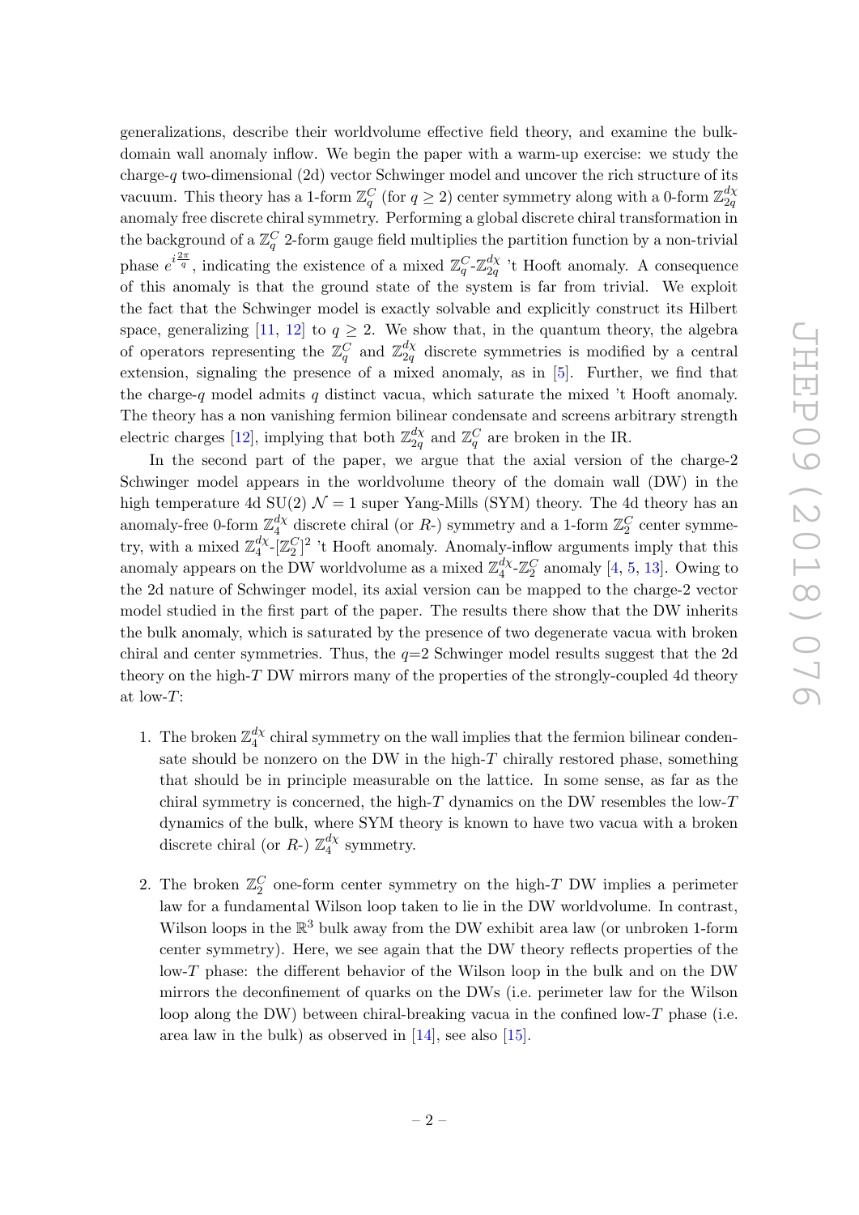generalizations, describe their worldvolume effective field theory, and examine the bulk-domain wall anomaly inflow. We begin the paper with a warm-up exercise: we study the charge-$q$ two-dimensional (2d) vector Schwinger model and uncover the rich structure of its vacuum. This theory has a 1-form $\mathbb{Z}_q^C$ (for $q \geq 2$) center symmetry along with a 0-form $\mathbb{Z}_{2q}^{d\chi}$ anomaly free discrete chiral symmetry. Performing a global discrete chiral transformation in the background of a $\mathbb{Z}_q^C$ 2-form gauge field multiplies the partition function by a non-trivial phase $e^{i\frac{2\pi}{q}}$, indicating the existence of a mixed $\mathbb{Z}_q^C$-$\mathbb{Z}_{2q}^{d\chi}$ 't Hooft anomaly. A consequence of this anomaly is that the ground state of the system is far from trivial. We exploit the fact that the Schwinger model is exactly solvable and explicitly construct its Hilbert space, generalizing [11, 12] to $q \geq 2$. We show that, in the quantum theory, the algebra of operators representing the $\mathbb{Z}_q^C$ and $\mathbb{Z}_{2q}^{d\chi}$ discrete symmetries is modified by a central extension, signaling the presence of a mixed anomaly, as in [5]. Further, we find that the charge-$q$ model admits $q$ distinct vacua, which saturate the mixed 't Hooft anomaly. The theory has a non vanishing fermion bilinear condensate and screens arbitrary strength electric charges [12], implying that both $\mathbb{Z}_{2q}^{d\chi}$ and $\mathbb{Z}_q^C$ are broken in the IR.

In the second part of the paper, we argue that the axial version of the charge-2 Schwinger model appears in the worldvolume theory of the domain wall (DW) in the high temperature 4d SU(2) $\mathcal{N}=1$ super Yang-Mills (SYM) theory. The 4d theory has an anomaly-free 0-form $\mathbb{Z}_4^{d\chi}$ discrete chiral (or $R$-) symmetry and a 1-form $\mathbb{Z}_2^C$ center symmetry, with a mixed $\mathbb{Z}_4^{d\chi}$-$[\mathbb{Z}_2^C]^2$ 't Hooft anomaly. Anomaly-inflow arguments imply that this anomaly appears on the DW worldvolume as a mixed $\mathbb{Z}_4^{d\chi}$-$\mathbb{Z}_2^C$ anomaly [4, 5, 13]. Owing to the 2d nature of Schwinger model, its axial version can be mapped to the charge-2 vector model studied in the first part of the paper. The results there show that the DW inherits the bulk anomaly, which is saturated by the presence of two degenerate vacua with broken chiral and center symmetries. Thus, the $q$=2 Schwinger model results suggest that the 2d theory on the high-$T$ DW mirrors many of the properties of the strongly-coupled 4d theory at low-$T$:

1. The broken $\mathbb{Z}_4^{d\chi}$ chiral symmetry on the wall implies that the fermion bilinear condensate should be nonzero on the DW in the high-$T$ chirally restored phase, something that should be in principle measurable on the lattice. In some sense, as far as the chiral symmetry is concerned, the high-$T$ dynamics on the DW resembles the low-$T$ dynamics of the bulk, where SYM theory is known to have two vacua with a broken discrete chiral (or $R$-) $\mathbb{Z}_4^{d\chi}$ symmetry.

2. The broken $\mathbb{Z}_2^C$ one-form center symmetry on the high-$T$ DW implies a perimeter law for a fundamental Wilson loop taken to lie in the DW worldvolume. In contrast, Wilson loops in the $\mathbb{R}^3$ bulk away from the DW exhibit area law (or unbroken 1-form center symmetry). Here, we see again that the DW theory reflects properties of the low-$T$ phase: the different behavior of the Wilson loop in the bulk and on the DW mirrors the deconfinement of quarks on the DWs (i.e. perimeter law for the Wilson loop along the DW) between chiral-breaking vacua in the confined low-$T$ phase (i.e. area law in the bulk) as observed in [14], see also [15].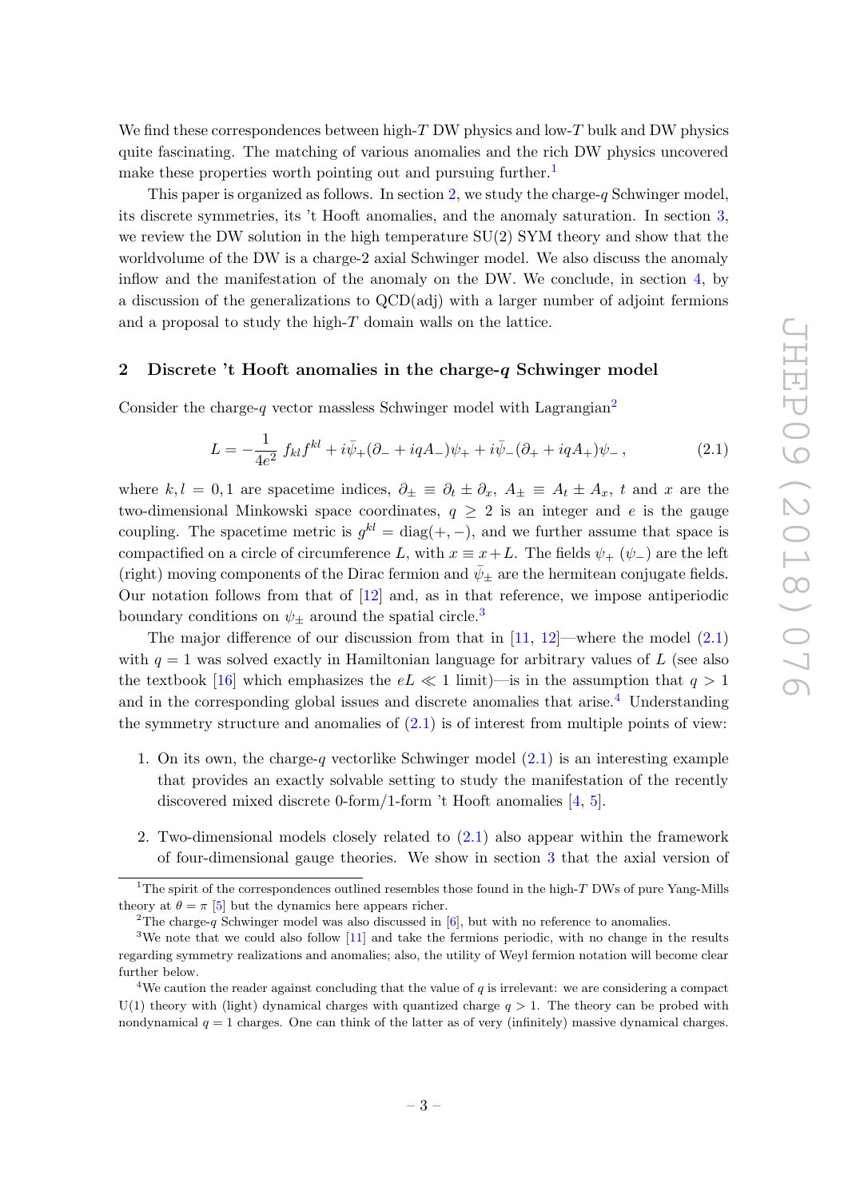We find these correspondences between high-$T$ DW physics and low-$T$ bulk and DW physics quite fascinating. The matching of various anomalies and the rich DW physics uncovered make these properties worth pointing out and pursuing further.[1]

This paper is organized as follows. In section 2, we study the charge-$q$ Schwinger model, its discrete symmetries, its 't Hooft anomalies, and the anomaly saturation. In section 3, we review the DW solution in the high temperature SU(2) SYM theory and show that the worldvolume of the DW is a charge-2 axial Schwinger model. We also discuss the anomaly inflow and the manifestation of the anomaly on the DW. We conclude, in section 4, by a discussion of the generalizations to QCD(adj) with a larger number of adjoint fermions and a proposal to study the high-$T$ domain walls on the lattice.

## 2 Discrete 't Hooft anomalies in the charge-$q$ Schwinger model

Consider the charge-$q$ vector massless Schwinger model with Lagrangian[2]

$$L = -\frac{1}{4e^2}\, f_{kl} f^{kl} + i\bar{\psi}_+ (\partial_- + iqA_-)\psi_+ + i\bar{\psi}_- (\partial_+ + iqA_+)\psi_- \,, \tag{2.1}$$

where $k, l = 0, 1$ are spacetime indices, $\partial_\pm \equiv \partial_t \pm \partial_x$, $A_\pm \equiv A_t \pm A_x$, $t$ and $x$ are the two-dimensional Minkowski space coordinates, $q \geq 2$ is an integer and $e$ is the gauge coupling. The spacetime metric is $g^{kl} = \text{diag}(+,-)$, and we further assume that space is compactified on a circle of circumference $L$, with $x \equiv x + L$. The fields $\psi_+$ ($\psi_-$) are the left (right) moving components of the Dirac fermion and $\bar{\psi}_\pm$ are the hermitean conjugate fields. Our notation follows from that of [12] and, as in that reference, we impose antiperiodic boundary conditions on $\psi_\pm$ around the spatial circle.[3]

The major difference of our discussion from that in [11, 12]—where the model (2.1) with $q = 1$ was solved exactly in Hamiltonian language for arbitrary values of $L$ (see also the textbook [16] which emphasizes the $eL \ll 1$ limit)—is in the assumption that $q > 1$ and in the corresponding global issues and discrete anomalies that arise.[4] Understanding the symmetry structure and anomalies of (2.1) is of interest from multiple points of view:

1. On its own, the charge-$q$ vectorlike Schwinger model (2.1) is an interesting example that provides an exactly solvable setting to study the manifestation of the recently discovered mixed discrete 0-form/1-form 't Hooft anomalies [4, 5].

2. Two-dimensional models closely related to (2.1) also appear within the framework of four-dimensional gauge theories. We show in section 3 that the axial version of

[1] The spirit of the correspondences outlined resembles those found in the high-$T$ DWs of pure Yang-Mills theory at $\theta = \pi$ [5] but the dynamics here appears richer.

[2] The charge-$q$ Schwinger model was also discussed in [6], but with no reference to anomalies.

[3] We note that we could also follow [11] and take the fermions periodic, with no change in the results regarding symmetry realizations and anomalies; also, the utility of Weyl fermion notation will become clear further below.

[4] We caution the reader against concluding that the value of $q$ is irrelevant: we are considering a compact U(1) theory with (light) dynamical charges with quantized charge $q > 1$. The theory can be probed with nondynamical $q = 1$ charges. One can think of the latter as of very (infinitely) massive dynamical charges.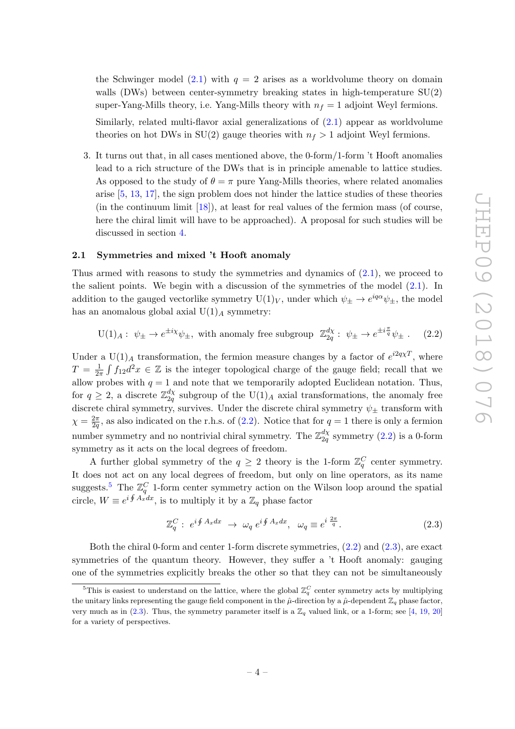the Schwinger model (2.1) with $q = 2$ arises as a worldvolume theory on domain walls (DWs) between center-symmetry breaking states in high-temperature SU(2) super-Yang-Mills theory, i.e. Yang-Mills theory with $n_f = 1$ adjoint Weyl fermions.

Similarly, related multi-flavor axial generalizations of (2.1) appear as worldvolume theories on hot DWs in SU(2) gauge theories with $n_f > 1$ adjoint Weyl fermions.

3. It turns out that, in all cases mentioned above, the 0-form/1-form 't Hooft anomalies lead to a rich structure of the DWs that is in principle amenable to lattice studies. As opposed to the study of $\theta = \pi$ pure Yang-Mills theories, where related anomalies arise [5, 13, 17], the sign problem does not hinder the lattice studies of these theories (in the continuum limit [18]), at least for real values of the fermion mass (of course, here the chiral limit will have to be approached). A proposal for such studies will be discussed in section 4.

### 2.1 Symmetries and mixed 't Hooft anomaly

Thus armed with reasons to study the symmetries and dynamics of (2.1), we proceed to the salient points. We begin with a discussion of the symmetries of the model (2.1). In addition to the gauged vectorlike symmetry $\mathrm{U}(1)_V$, under which $\psi_\pm \to e^{iq\alpha}\psi_\pm$, the model has an anomalous global axial $\mathrm{U}(1)_A$ symmetry:

$$\mathrm{U}(1)_A: \ \psi_\pm \to e^{\pm i\chi}\psi_\pm, \ \text{with anomaly free subgroup} \ \mathbb{Z}_{2q}^{d\chi}: \ \psi_\pm \to e^{\pm i\frac{\pi}{q}}\psi_\pm \ . \tag{2.2}$$

Under a $\mathrm{U}(1)_A$ transformation, the fermion measure changes by a factor of $e^{i2q\chi T}$, where $T = \frac{1}{2\pi}\int f_{12} d^2x \in \mathbb{Z}$ is the integer topological charge of the gauge field; recall that we allow probes with $q = 1$ and note that we temporarily adopted Euclidean notation. Thus, for $q \geq 2$, a discrete $\mathbb{Z}_{2q}^{d\chi}$ subgroup of the $\mathrm{U}(1)_A$ axial transformations, the anomaly free discrete chiral symmetry, survives. Under the discrete chiral symmetry $\psi_\pm$ transform with $\chi = \frac{2\pi}{2q}$, as also indicated on the r.h.s. of (2.2). Notice that for $q = 1$ there is only a fermion number symmetry and no nontrivial chiral symmetry. The $\mathbb{Z}_{2q}^{d\chi}$ symmetry (2.2) is a 0-form symmetry as it acts on the local degrees of freedom.

A further global symmetry of the $q \geq 2$ theory is the 1-form $\mathbb{Z}_q^C$ center symmetry. It does not act on any local degrees of freedom, but only on line operators, as its name suggests.[5] The $\mathbb{Z}_q^C$ 1-form center symmetry action on the Wilson loop around the spatial circle, $W \equiv e^{i\oint A_x dx}$, is to multiply it by a $\mathbb{Z}_q$ phase factor

$$\mathbb{Z}_q^C: \ e^{i\oint A_x dx} \ \to \ \omega_q \, e^{i\oint A_x dx}, \ \ \omega_q \equiv e^{i\,\frac{2\pi}{q}}. \tag{2.3}$$

Both the chiral 0-form and center 1-form discrete symmetries, (2.2) and (2.3), are exact symmetries of the quantum theory. However, they suffer a 't Hooft anomaly: gauging one of the symmetries explicitly breaks the other so that they can not be simultaneously

[5] This is easiest to understand on the lattice, where the global $\mathbb{Z}_q^C$ center symmetry acts by multiplying the unitary links representing the gauge field component in the $\hat{\mu}$-direction by a $\hat{\mu}$-dependent $\mathbb{Z}_q$ phase factor, very much as in (2.3). Thus, the symmetry parameter itself is a $\mathbb{Z}_q$ valued link, or a 1-form; see [4, 19, 20] for a variety of perspectives.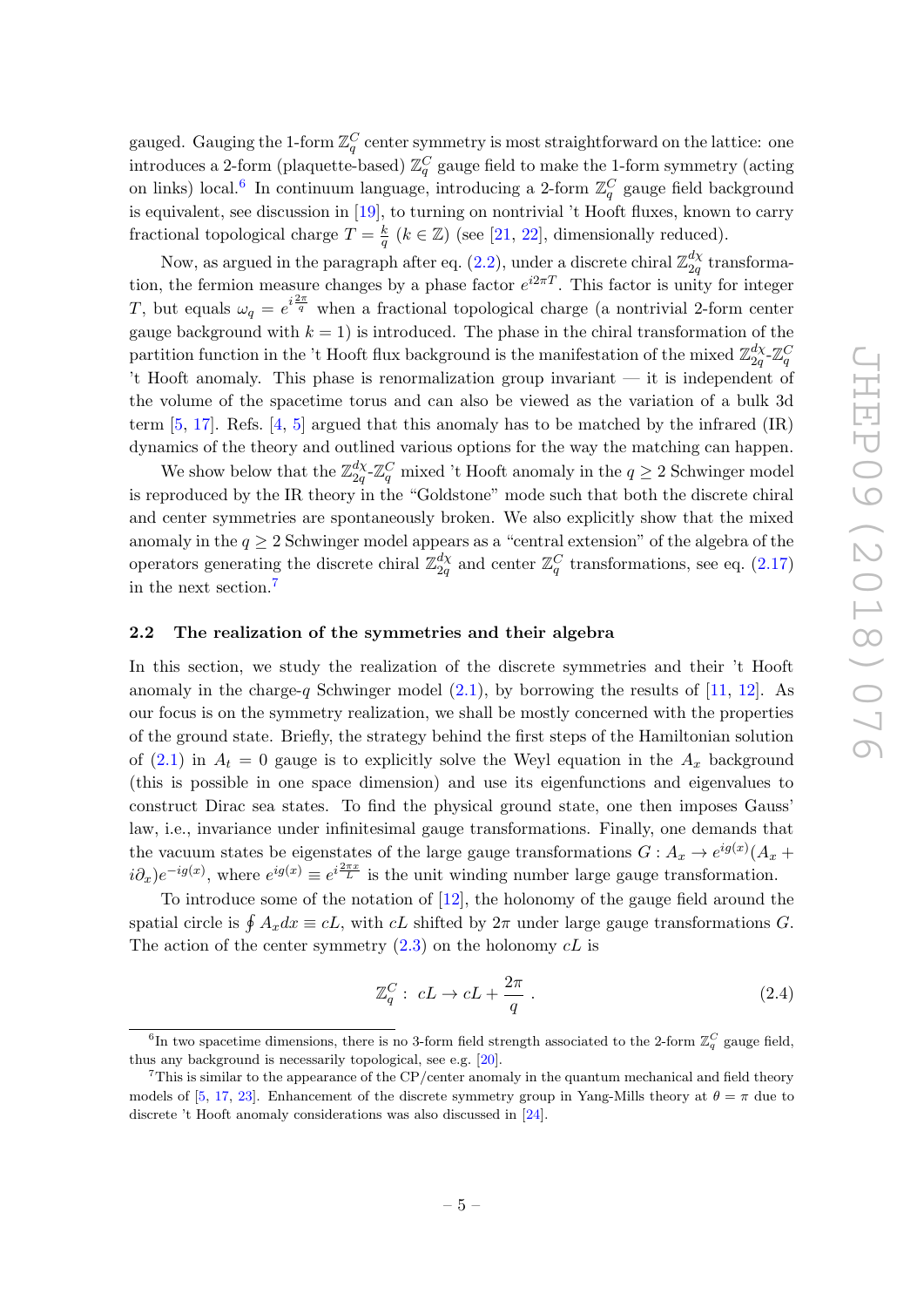gauged. Gauging the 1-form $\mathbb{Z}_q^C$ center symmetry is most straightforward on the lattice: one introduces a 2-form (plaquette-based) $\mathbb{Z}_q^C$ gauge field to make the 1-form symmetry (acting on links) local.[6] In continuum language, introducing a 2-form $\mathbb{Z}_q^C$ gauge field background is equivalent, see discussion in [19], to turning on nontrivial 't Hooft fluxes, known to carry fractional topological charge $T = \frac{k}{q}$ ($k \in \mathbb{Z}$) (see [21, 22], dimensionally reduced).

Now, as argued in the paragraph after eq. (2.2), under a discrete chiral $\mathbb{Z}_{2q}^{d\chi}$ transformation, the fermion measure changes by a phase factor $e^{i2\pi T}$. This factor is unity for integer $T$, but equals $\omega_q = e^{i\frac{2\pi}{q}}$ when a fractional topological charge (a nontrivial 2-form center gauge background with $k = 1$) is introduced. The phase in the chiral transformation of the partition function in the 't Hooft flux background is the manifestation of the mixed $\mathbb{Z}_{2q}^{d\chi}$-$\mathbb{Z}_q^C$ 't Hooft anomaly. This phase is renormalization group invariant — it is independent of the volume of the spacetime torus and can also be viewed as the variation of a bulk 3d term [5, 17]. Refs. [4, 5] argued that this anomaly has to be matched by the infrared (IR) dynamics of the theory and outlined various options for the way the matching can happen.

We show below that the $\mathbb{Z}_{2q}^{d\chi}$-$\mathbb{Z}_q^C$ mixed 't Hooft anomaly in the $q \geq 2$ Schwinger model is reproduced by the IR theory in the "Goldstone" mode such that both the discrete chiral and center symmetries are spontaneously broken. We also explicitly show that the mixed anomaly in the $q \geq 2$ Schwinger model appears as a "central extension" of the algebra of the operators generating the discrete chiral $\mathbb{Z}_{2q}^{d\chi}$ and center $\mathbb{Z}_q^C$ transformations, see eq. (2.17) in the next section.[7]

## 2.2 The realization of the symmetries and their algebra

In this section, we study the realization of the discrete symmetries and their 't Hooft anomaly in the charge-$q$ Schwinger model (2.1), by borrowing the results of [11, 12]. As our focus is on the symmetry realization, we shall be mostly concerned with the properties of the ground state. Briefly, the strategy behind the first steps of the Hamiltonian solution of (2.1) in $A_t = 0$ gauge is to explicitly solve the Weyl equation in the $A_x$ background (this is possible in one space dimension) and use its eigenfunctions and eigenvalues to construct Dirac sea states. To find the physical ground state, one then imposes Gauss' law, i.e., invariance under infinitesimal gauge transformations. Finally, one demands that the vacuum states be eigenstates of the large gauge transformations $G : A_x \to e^{ig(x)}(A_x + i\partial_x)e^{-ig(x)}$, where $e^{ig(x)} \equiv e^{i\frac{2\pi x}{L}}$ is the unit winding number large gauge transformation.

To introduce some of the notation of [12], the holonomy of the gauge field around the spatial circle is $\oint A_x dx \equiv cL$, with $cL$ shifted by $2\pi$ under large gauge transformations $G$. The action of the center symmetry (2.3) on the holonomy $cL$ is

$$\mathbb{Z}_q^C : \; cL \to cL + \frac{2\pi}{q} \; . \tag{2.4}$$

---

[6] In two spacetime dimensions, there is no 3-form field strength associated to the 2-form $\mathbb{Z}_q^C$ gauge field, thus any background is necessarily topological, see e.g. [20].

[7] This is similar to the appearance of the CP/center anomaly in the quantum mechanical and field theory models of [5, 17, 23]. Enhancement of the discrete symmetry group in Yang-Mills theory at $\theta = \pi$ due to discrete 't Hooft anomaly considerations was also discussed in [24].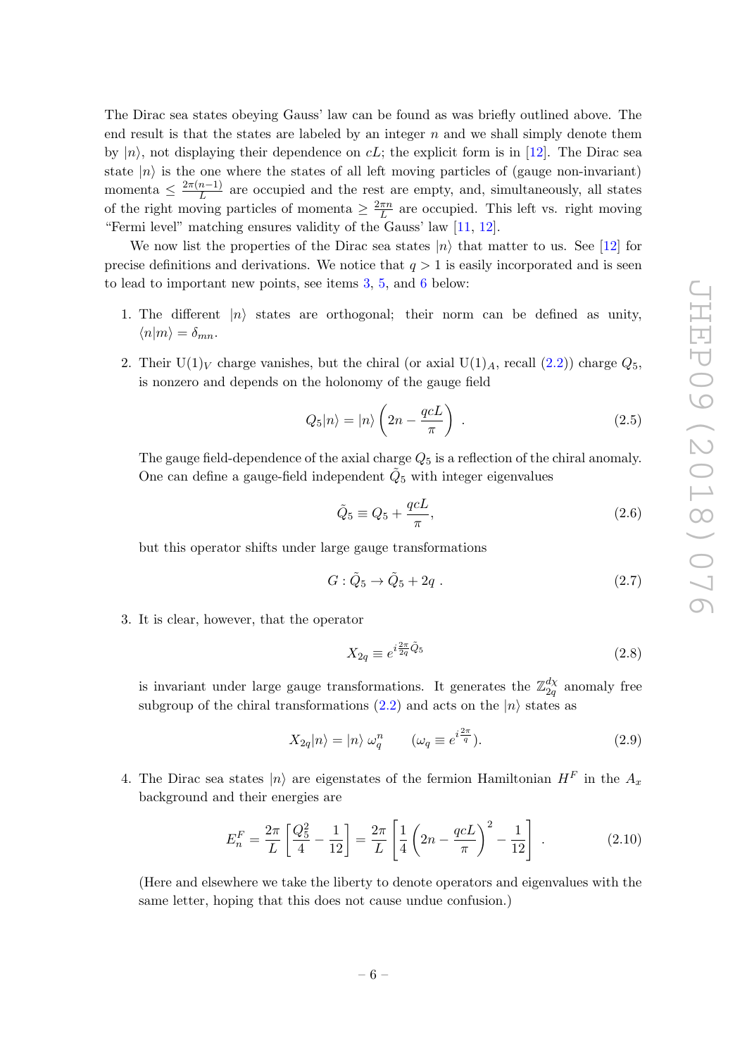The Dirac sea states obeying Gauss' law can be found as was briefly outlined above. The end result is that the states are labeled by an integer $n$ and we shall simply denote them by $|n\rangle$, not displaying their dependence on $cL$; the explicit form is in [12]. The Dirac sea state $|n\rangle$ is the one where the states of all left moving particles of (gauge non-invariant) momenta $\leq \frac{2\pi(n-1)}{L}$ are occupied and the rest are empty, and, simultaneously, all states of the right moving particles of momenta $\geq \frac{2\pi n}{L}$ are occupied. This left vs. right moving "Fermi level" matching ensures validity of the Gauss' law [11, 12].

We now list the properties of the Dirac sea states $|n\rangle$ that matter to us. See [12] for precise definitions and derivations. We notice that $q > 1$ is easily incorporated and is seen to lead to important new points, see items 3, 5, and 6 below:

1. The different $|n\rangle$ states are orthogonal; their norm can be defined as unity, $\langle n|m\rangle = \delta_{mn}$.

2. Their $\mathrm{U}(1)_V$ charge vanishes, but the chiral (or axial $\mathrm{U}(1)_A$, recall (2.2)) charge $Q_5$, is nonzero and depends on the holonomy of the gauge field

$$Q_5|n\rangle = |n\rangle \left(2n - \frac{qcL}{\pi}\right) \ . \tag{2.5}$$

The gauge field-dependence of the axial charge $Q_5$ is a reflection of the chiral anomaly. One can define a gauge-field independent $\tilde{Q}_5$ with integer eigenvalues

$$\tilde{Q}_5 \equiv Q_5 + \frac{qcL}{\pi}, \tag{2.6}$$

but this operator shifts under large gauge transformations

$$G : \tilde{Q}_5 \to \tilde{Q}_5 + 2q \ . \tag{2.7}$$

3. It is clear, however, that the operator

$$X_{2q} \equiv e^{i\frac{2\pi}{2q}\tilde{Q}_5} \tag{2.8}$$

is invariant under large gauge transformations. It generates the $\mathbb{Z}_{2q}^{d\chi}$ anomaly free subgroup of the chiral transformations (2.2) and acts on the $|n\rangle$ states as

$$X_{2q}|n\rangle = |n\rangle \ \omega_q^n \qquad (\omega_q \equiv e^{i\frac{2\pi}{q}}). \tag{2.9}$$

4. The Dirac sea states $|n\rangle$ are eigenstates of the fermion Hamiltonian $H^F$ in the $A_x$ background and their energies are

$$E_n^F = \frac{2\pi}{L}\left[\frac{Q_5^2}{4} - \frac{1}{12}\right] = \frac{2\pi}{L}\left[\frac{1}{4}\left(2n - \frac{qcL}{\pi}\right)^2 - \frac{1}{12}\right] \ . \tag{2.10}$$

(Here and elsewhere we take the liberty to denote operators and eigenvalues with the same letter, hoping that this does not cause undue confusion.)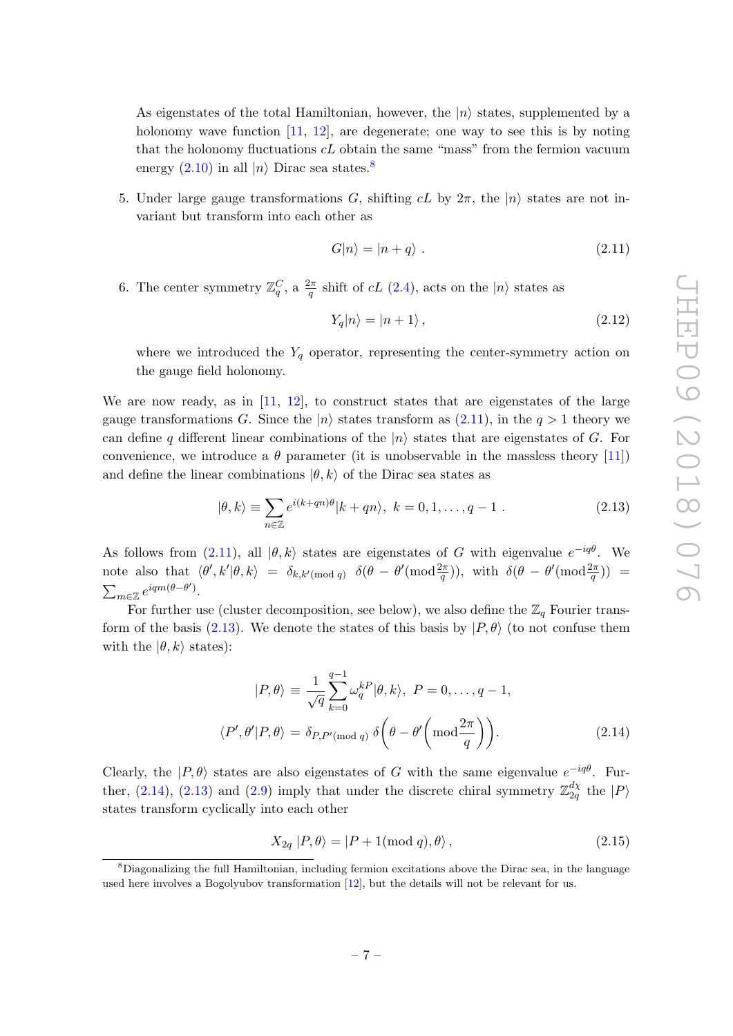As eigenstates of the total Hamiltonian, however, the $|n\rangle$ states, supplemented by a holonomy wave function [11, 12], are degenerate; one way to see this is by noting that the holonomy fluctuations $cL$ obtain the same "mass" from the fermion vacuum energy (2.10) in all $|n\rangle$ Dirac sea states.[8]

5. Under large gauge transformations $G$, shifting $cL$ by $2\pi$, the $|n\rangle$ states are not invariant but transform into each other as

$$G|n\rangle = |n+q\rangle \ . \tag{2.11}$$

6. The center symmetry $\mathbb{Z}_q^C$, a $\frac{2\pi}{q}$ shift of $cL$ (2.4), acts on the $|n\rangle$ states as

$$Y_q|n\rangle = |n+1\rangle \ , \tag{2.12}$$

where we introduced the $Y_q$ operator, representing the center-symmetry action on the gauge field holonomy.

We are now ready, as in [11, 12], to construct states that are eigenstates of the large gauge transformations $G$. Since the $|n\rangle$ states transform as (2.11), in the $q>1$ theory we can define $q$ different linear combinations of the $|n\rangle$ states that are eigenstates of $G$. For convenience, we introduce a $\theta$ parameter (it is unobservable in the massless theory [11]) and define the linear combinations $|\theta, k\rangle$ of the Dirac sea states as

$$|\theta, k\rangle \equiv \sum_{n\in\mathbb{Z}} e^{i(k+qn)\theta}|k+qn\rangle, \ k=0,1,\ldots,q-1 \ . \tag{2.13}$$

As follows from (2.11), all $|\theta, k\rangle$ states are eigenstates of $G$ with eigenvalue $e^{-iq\theta}$. We note also that $\langle\theta', k'|\theta, k\rangle = \delta_{k,k' (\text{mod } q)} \ \delta(\theta - \theta' (\text{mod} \frac{2\pi}{q}))$, with $\delta(\theta - \theta'(\text{mod} \frac{2\pi}{q})) = \sum_{m\in\mathbb{Z}} e^{iqm(\theta-\theta')}$.

For further use (cluster decomposition, see below), we also define the $\mathbb{Z}_q$ Fourier transform of the basis (2.13). We denote the states of this basis by $|P, \theta\rangle$ (to not confuse them with the $|\theta, k\rangle$ states):

$$\begin{aligned}
|P, \theta\rangle &\equiv \frac{1}{\sqrt{q}} \sum_{k=0}^{q-1} \omega_q^{kP} |\theta, k\rangle, \ P=0,\ldots,q-1, \\
\langle P', \theta'|P, \theta\rangle &= \delta_{P,P' (\text{mod } q)} \ \delta\left(\theta - \theta'\left(\text{mod} \frac{2\pi}{q}\right)\right).
\end{aligned} \tag{2.14}$$

Clearly, the $|P, \theta\rangle$ states are also eigenstates of $G$ with the same eigenvalue $e^{-iq\theta}$. Further, (2.14), (2.13) and (2.9) imply that under the discrete chiral symmetry $\mathbb{Z}_{2q}^{d\chi}$ the $|P\rangle$ states transform cyclically into each other

$$X_{2q} \ |P, \theta\rangle = |P+1 (\text{mod } q), \theta\rangle \ , \tag{2.15}$$

[8] Diagonalizing the full Hamiltonian, including fermion excitations above the Dirac sea, in the language used here involves a Bogolyubov transformation [12], but the details will not be relevant for us.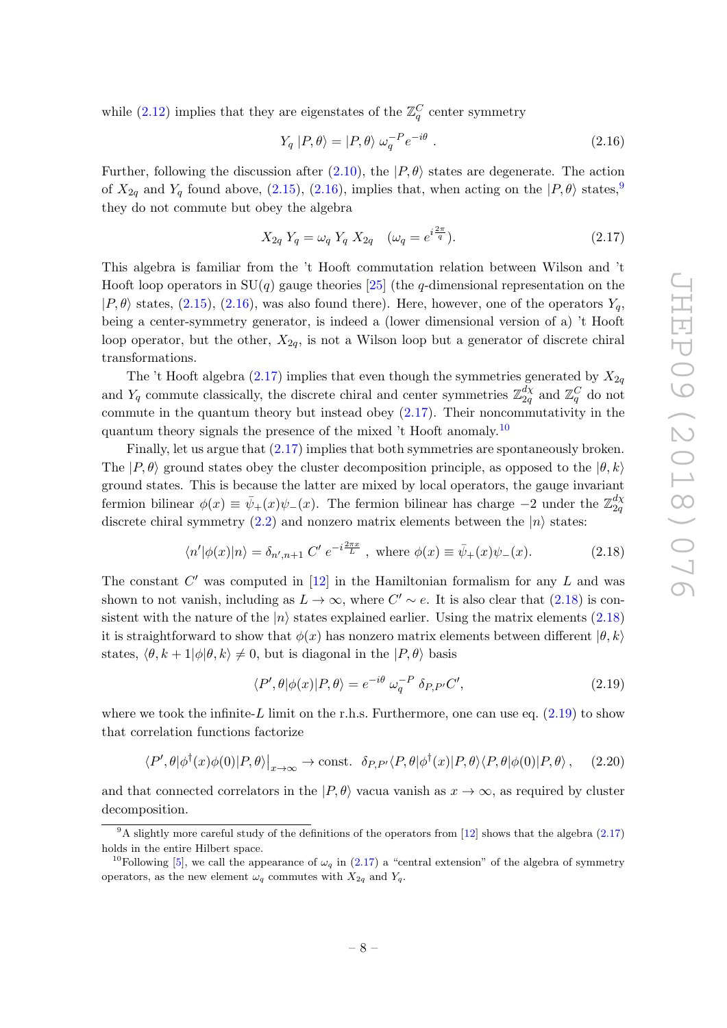while (2.12) implies that they are eigenstates of the $\mathbb{Z}_q^C$ center symmetry

$$Y_q \, |P, \theta\rangle = |P, \theta\rangle \; \omega_q^{-P} e^{-i\theta} \; . \tag{2.16}$$

Further, following the discussion after (2.10), the $|P, \theta\rangle$ states are degenerate. The action of $X_{2q}$ and $Y_q$ found above, (2.15), (2.16), implies that, when acting on the $|P, \theta\rangle$ states,[9] they do not commute but obey the algebra

$$X_{2q} \, Y_q = \omega_q \, Y_q \, X_{2q} \quad (\omega_q = e^{i\frac{2\pi}{q}}). \tag{2.17}$$

This algebra is familiar from the 't Hooft commutation relation between Wilson and 't Hooft loop operators in SU($q$) gauge theories [25] (the $q$-dimensional representation on the $|P, \theta\rangle$ states, (2.15), (2.16), was also found there). Here, however, one of the operators $Y_q$, being a center-symmetry generator, is indeed a (lower dimensional version of a) 't Hooft loop operator, but the other, $X_{2q}$, is not a Wilson loop but a generator of discrete chiral transformations.

The 't Hooft algebra (2.17) implies that even though the symmetries generated by $X_{2q}$ and $Y_q$ commute classically, the discrete chiral and center symmetries $\mathbb{Z}_{2q}^{d\chi}$ and $\mathbb{Z}_q^C$ do not commute in the quantum theory but instead obey (2.17). Their noncommutativity in the quantum theory signals the presence of the mixed 't Hooft anomaly.[10]

Finally, let us argue that (2.17) implies that both symmetries are spontaneously broken. The $|P, \theta\rangle$ ground states obey the cluster decomposition principle, as opposed to the $|\theta, k\rangle$ ground states. This is because the latter are mixed by local operators, the gauge invariant fermion bilinear $\phi(x) \equiv \bar{\psi}_+(x)\psi_-(x)$. The fermion bilinear has charge $-2$ under the $\mathbb{Z}_{2q}^{d\chi}$ discrete chiral symmetry (2.2) and nonzero matrix elements between the $|n\rangle$ states:

$$\langle n'|\phi(x)|n\rangle = \delta_{n', n+1} \, C' \, e^{-i\frac{2\pi x}{L}} \; , \text{ where } \phi(x) \equiv \bar{\psi}_+(x)\psi_-(x). \tag{2.18}$$

The constant $C'$ was computed in [12] in the Hamiltonian formalism for any $L$ and was shown to not vanish, including as $L \to \infty$, where $C' \sim e$. It is also clear that (2.18) is consistent with the nature of the $|n\rangle$ states explained earlier. Using the matrix elements (2.18) it is straightforward to show that $\phi(x)$ has nonzero matrix elements between different $|\theta, k\rangle$ states, $\langle\theta, k+1|\phi|\theta, k\rangle \neq 0$, but is diagonal in the $|P, \theta\rangle$ basis

$$\langle P', \theta|\phi(x)|P, \theta\rangle = e^{-i\theta} \; \omega_q^{-P} \; \delta_{P, P'} C', \tag{2.19}$$

where we took the infinite-$L$ limit on the r.h.s. Furthermore, one can use eq. (2.19) to show that correlation functions factorize

$$\langle P', \theta|\phi^\dagger(x)\phi(0)|P, \theta\rangle\big|_{x\to\infty} \to \text{const.} \;\; \delta_{P, P'} \langle P, \theta|\phi^\dagger(x)|P, \theta\rangle\langle P, \theta|\phi(0)|P, \theta\rangle \, , \tag{2.20}$$

and that connected correlators in the $|P, \theta\rangle$ vacua vanish as $x \to \infty$, as required by cluster decomposition.

---

[9] A slightly more careful study of the definitions of the operators from [12] shows that the algebra (2.17) holds in the entire Hilbert space.

[10] Following [5], we call the appearance of $\omega_q$ in (2.17) a "central extension" of the algebra of symmetry operators, as the new element $\omega_q$ commutes with $X_{2q}$ and $Y_q$.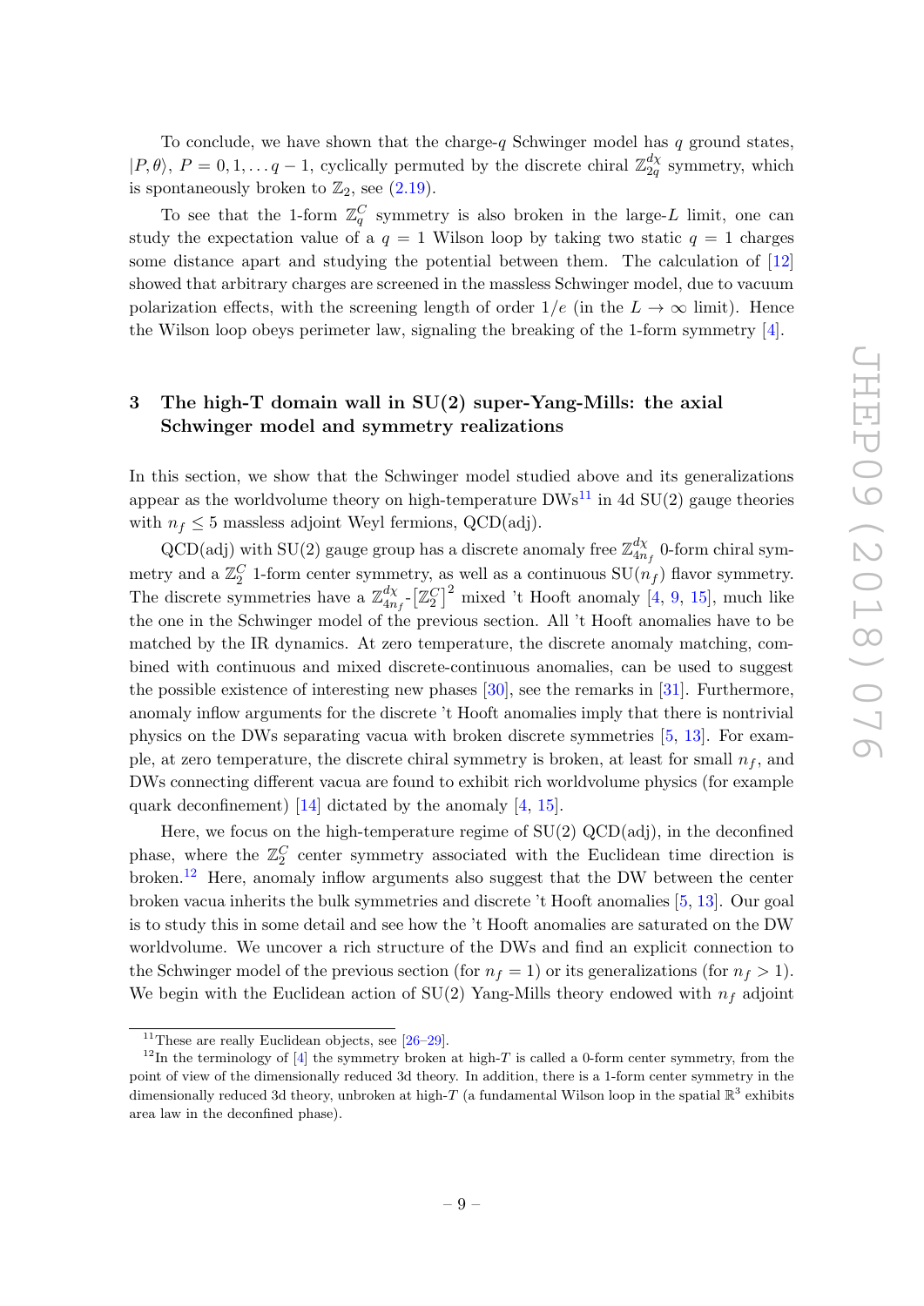To conclude, we have shown that the charge-$q$ Schwinger model has $q$ ground states, $|P,\theta\rangle$, $P = 0, 1, \ldots q-1$, cyclically permuted by the discrete chiral $\mathbb{Z}_{2q}^{d\chi}$ symmetry, which is spontaneously broken to $\mathbb{Z}_2$, see (2.19).

To see that the 1-form $\mathbb{Z}_q^C$ symmetry is also broken in the large-$L$ limit, one can study the expectation value of a $q = 1$ Wilson loop by taking two static $q = 1$ charges some distance apart and studying the potential between them. The calculation of [12] showed that arbitrary charges are screened in the massless Schwinger model, due to vacuum polarization effects, with the screening length of order $1/e$ (in the $L \to \infty$ limit). Hence the Wilson loop obeys perimeter law, signaling the breaking of the 1-form symmetry [4].

## 3 The high-T domain wall in SU(2) super-Yang-Mills: the axial Schwinger model and symmetry realizations

In this section, we show that the Schwinger model studied above and its generalizations appear as the worldvolume theory on high-temperature DWs[11] in 4d SU(2) gauge theories with $n_f \leq 5$ massless adjoint Weyl fermions, QCD(adj).

QCD(adj) with SU(2) gauge group has a discrete anomaly free $\mathbb{Z}_{4n_f}^{d\chi}$ 0-form chiral symmetry and a $\mathbb{Z}_2^C$ 1-form center symmetry, as well as a continuous SU$(n_f)$ flavor symmetry. The discrete symmetries have a $\mathbb{Z}_{4n_f}^{d\chi}$-$\left[\mathbb{Z}_2^C\right]^2$ mixed 't Hooft anomaly [4, 9, 15], much like the one in the Schwinger model of the previous section. All 't Hooft anomalies have to be matched by the IR dynamics. At zero temperature, the discrete anomaly matching, combined with continuous and mixed discrete-continuous anomalies, can be used to suggest the possible existence of interesting new phases [30], see the remarks in [31]. Furthermore, anomaly inflow arguments for the discrete 't Hooft anomalies imply that there is nontrivial physics on the DWs separating vacua with broken discrete symmetries [5, 13]. For example, at zero temperature, the discrete chiral symmetry is broken, at least for small $n_f$, and DWs connecting different vacua are found to exhibit rich worldvolume physics (for example quark deconfinement) [14] dictated by the anomaly [4, 15].

Here, we focus on the high-temperature regime of SU(2) QCD(adj), in the deconfined phase, where the $\mathbb{Z}_2^C$ center symmetry associated with the Euclidean time direction is broken.[12] Here, anomaly inflow arguments also suggest that the DW between the center broken vacua inherits the bulk symmetries and discrete 't Hooft anomalies [5, 13]. Our goal is to study this in some detail and see how the 't Hooft anomalies are saturated on the DW worldvolume. We uncover a rich structure of the DWs and find an explicit connection to the Schwinger model of the previous section (for $n_f = 1$) or its generalizations (for $n_f > 1$). We begin with the Euclidean action of SU(2) Yang-Mills theory endowed with $n_f$ adjoint

[11] These are really Euclidean objects, see [26–29].

[12] In the terminology of [4] the symmetry broken at high-$T$ is called a 0-form center symmetry, from the point of view of the dimensionally reduced 3d theory. In addition, there is a 1-form center symmetry in the dimensionally reduced 3d theory, unbroken at high-$T$ (a fundamental Wilson loop in the spatial $\mathbb{R}^3$ exhibits area law in the deconfined phase).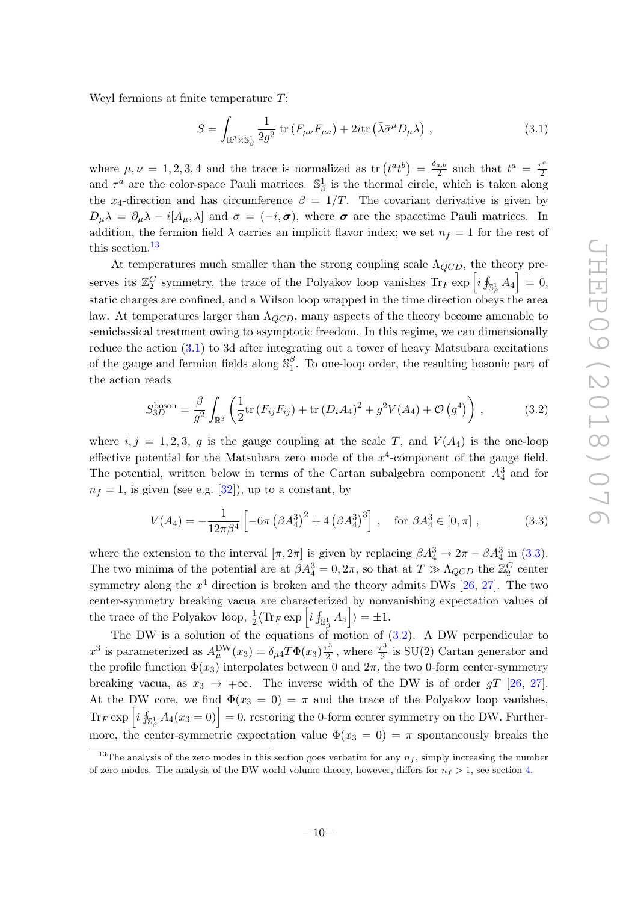Weyl fermions at finite temperature $T$:

$$S = \int_{\mathbb{R}^3 \times \mathbb{S}^1_\beta} \frac{1}{2g^2} \operatorname{tr}\left(F_{\mu\nu} F_{\mu\nu}\right) + 2i \operatorname{tr}\left(\bar{\lambda} \bar{\sigma}^\mu D_\mu \lambda\right) , \tag{3.1}$$

where $\mu, \nu = 1, 2, 3, 4$ and the trace is normalized as $\operatorname{tr}\left(t^a t^b\right) = \frac{\delta_{a,b}}{2}$ such that $t^a = \frac{\tau^a}{2}$ and $\tau^a$ are the color-space Pauli matrices. $\mathbb{S}^1_\beta$ is the thermal circle, which is taken along the $x_4$-direction and has circumference $\beta = 1/T$. The covariant derivative is given by $D_\mu \lambda = \partial_\mu \lambda - i[A_\mu, \lambda]$ and $\bar{\sigma} = (-i, \boldsymbol{\sigma})$, where $\boldsymbol{\sigma}$ are the spacetime Pauli matrices. In addition, the fermion field $\lambda$ carries an implicit flavor index; we set $n_f = 1$ for the rest of this section.[13]

At temperatures much smaller than the strong coupling scale $\Lambda_{QCD}$, the theory preserves its $\mathbb{Z}_2^C$ symmetry, the trace of the Polyakov loop vanishes $\operatorname{Tr}_F \exp\left[i \oint_{\mathbb{S}^1_\beta} A_4\right] = 0$, static charges are confined, and a Wilson loop wrapped in the time direction obeys the area law. At temperatures larger than $\Lambda_{QCD}$, many aspects of the theory become amenable to semiclassical treatment owing to asymptotic freedom. In this regime, we can dimensionally reduce the action (3.1) to 3d after integrating out a tower of heavy Matsubara excitations of the gauge and fermion fields along $\mathbb{S}^\beta_1$. To one-loop order, the resulting bosonic part of the action reads

$$S^{\text{boson}}_{3D} = \frac{\beta}{g^2} \int_{\mathbb{R}^3} \left( \frac{1}{2} \operatorname{tr}\left(F_{ij} F_{ij}\right) + \operatorname{tr}\left(D_i A_4\right)^2 + g^2 V(A_4) + \mathcal{O}\left(g^4\right) \right) , \tag{3.2}$$

where $i, j = 1, 2, 3$, $g$ is the gauge coupling at the scale $T$, and $V(A_4)$ is the one-loop effective potential for the Matsubara zero mode of the $x^4$-component of the gauge field. The potential, written below in terms of the Cartan subalgebra component $A_4^3$ and for $n_f = 1$, is given (see e.g. [32]), up to a constant, by

$$V(A_4) = -\frac{1}{12\pi\beta^4} \left[ -6\pi \left(\beta A_4^3\right)^2 + 4 \left(\beta A_4^3\right)^3 \right] , \quad \text{for } \beta A_4^3 \in [0, \pi] , \tag{3.3}$$

where the extension to the interval $[\pi, 2\pi]$ is given by replacing $\beta A_4^3 \to 2\pi - \beta A_4^3$ in (3.3). The two minima of the potential are at $\beta A_4^3 = 0, 2\pi$, so that at $T \gg \Lambda_{QCD}$ the $\mathbb{Z}_2^C$ center symmetry along the $x^4$ direction is broken and the theory admits DWs [26, 27]. The two center-symmetry breaking vacua are characterized by nonvanishing expectation values of the trace of the Polyakov loop, $\frac{1}{2} \langle \operatorname{Tr}_F \exp\left[i \oint_{\mathbb{S}^1_\beta} A_4\right] \rangle = \pm 1$.

The DW is a solution of the equations of motion of (3.2). A DW perpendicular to $x^3$ is parameterized as $A_\mu^{\text{DW}}(x_3) = \delta_{\mu 4} T \Phi(x_3) \frac{\tau^3}{2}$ , where $\frac{\tau^3}{2}$ is SU(2) Cartan generator and the profile function $\Phi(x_3)$ interpolates between 0 and $2\pi$, the two 0-form center-symmetry breaking vacua, as $x_3 \to \mp\infty$. The inverse width of the DW is of order $gT$ [26, 27]. At the DW core, we find $\Phi(x_3 = 0) = \pi$ and the trace of the Polyakov loop vanishes, $\operatorname{Tr}_F \exp\left[i \oint_{\mathbb{S}^1_\beta} A_4(x_3 = 0)\right] = 0$, restoring the 0-form center symmetry on the DW. Furthermore, the center-symmetric expectation value $\Phi(x_3 = 0) = \pi$ spontaneously breaks the

[13] The analysis of the zero modes in this section goes verbatim for any $n_f$, simply increasing the number of zero modes. The analysis of the DW world-volume theory, however, differs for $n_f > 1$, see section 4.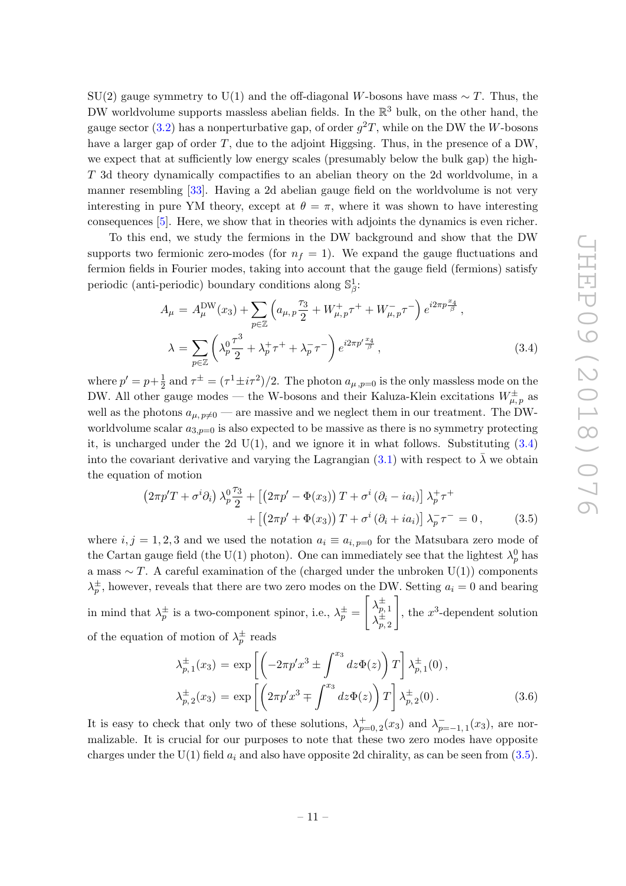SU(2) gauge symmetry to U(1) and the off-diagonal $W$-bosons have mass $\sim T$. Thus, the DW worldvolume supports massless abelian fields. In the $\mathbb{R}^3$ bulk, on the other hand, the gauge sector (3.2) has a nonperturbative gap, of order $g^2 T$, while on the DW the $W$-bosons have a larger gap of order $T$, due to the adjoint Higgsing. Thus, in the presence of a DW, we expect that at sufficiently low energy scales (presumably below the bulk gap) the high-$T$ 3d theory dynamically compactifies to an abelian theory on the 2d worldvolume, in a manner resembling [33]. Having a 2d abelian gauge field on the worldvolume is not very interesting in pure YM theory, except at $\theta = \pi$, where it was shown to have interesting consequences [5]. Here, we show that in theories with adjoints the dynamics is even richer.

To this end, we study the fermions in the DW background and show that the DW supports two fermionic zero-modes (for $n_f = 1$). We expand the gauge fluctuations and fermion fields in Fourier modes, taking into account that the gauge field (fermions) satisfy periodic (anti-periodic) boundary conditions along $\mathbb{S}^1_\beta$:

$$
\begin{aligned}
A_\mu &= A_\mu^{\rm DW}(x_3) + \sum_{p\in\mathbb{Z}} \left( a_{\mu,p}\frac{\tau_3}{2} + W^+_{\mu,p}\tau^+ + W^-_{\mu,p}\tau^- \right) e^{i2\pi p \frac{x_4}{\beta}} \,, \\
\lambda &= \sum_{p\in\mathbb{Z}} \left( \lambda^0_p \frac{\tau^3}{2} + \lambda^+_p \tau^+ + \lambda^-_p \tau^- \right) e^{i2\pi p' \frac{x_4}{\beta}} \,,
\end{aligned} \tag{3.4}
$$

where $p' = p + \frac{1}{2}$ and $\tau^\pm = (\tau^1 \pm i\tau^2)/2$. The photon $a_{\mu,p=0}$ is the only massless mode on the DW. All other gauge modes — the W-bosons and their Kaluza-Klein excitations $W^\pm_{\mu,p}$ as well as the photons $a_{\mu,p\neq 0}$ — are massive and we neglect them in our treatment. The DW-worldvolume scalar $a_{3,p=0}$ is also expected to be massive as there is no symmetry protecting it, is uncharged under the 2d U(1), and we ignore it in what follows. Substituting (3.4) into the covariant derivative and varying the Lagrangian (3.1) with respect to $\bar\lambda$ we obtain the equation of motion

$$
\begin{aligned}
\left(2\pi p' T + \sigma^i \partial_i\right) \lambda^0_p \frac{\tau_3}{2} &+ \left[\left(2\pi p' - \Phi(x_3)\right) T + \sigma^i \left(\partial_i - i a_i\right)\right] \lambda^+_p \tau^+ \\
&+ \left[\left(2\pi p' + \Phi(x_3)\right) T + \sigma^i \left(\partial_i + i a_i\right)\right] \lambda^-_p \tau^- = 0 \,,
\end{aligned} \tag{3.5}
$$

where $i, j = 1, 2, 3$ and we used the notation $a_i \equiv a_{i,p=0}$ for the Matsubara zero mode of the Cartan gauge field (the U(1) photon). One can immediately see that the lightest $\lambda^0_p$ has a mass $\sim T$. A careful examination of the (charged under the unbroken U(1)) components $\lambda^\pm_p$, however, reveals that there are two zero modes on the DW. Setting $a_i = 0$ and bearing in mind that $\lambda^\pm_p$ is a two-component spinor, i.e., $\lambda^\pm_p = \begin{bmatrix} \lambda^\pm_{p,1} \\ \lambda^\pm_{p,2} \end{bmatrix}$, the $x^3$-dependent solution of the equation of motion of $\lambda^\pm_p$ reads

$$
\begin{aligned}
\lambda^\pm_{p,1}(x_3) &= \exp\left[\left(-2\pi p' x^3 \pm \int^{x_3} dz \Phi(z)\right) T\right] \lambda^\pm_{p,1}(0) \,, \\
\lambda^\pm_{p,2}(x_3) &= \exp\left[\left(2\pi p' x^3 \mp \int^{x_3} dz \Phi(z)\right) T\right] \lambda^\pm_{p,2}(0) \,.
\end{aligned} \tag{3.6}
$$

It is easy to check that only two of these solutions, $\lambda^+_{p=0,2}(x_3)$ and $\lambda^-_{p=-1,1}(x_3)$, are normalizable. It is crucial for our purposes to note that these two zero modes have opposite charges under the U(1) field $a_i$ and also have opposite 2d chirality, as can be seen from (3.5).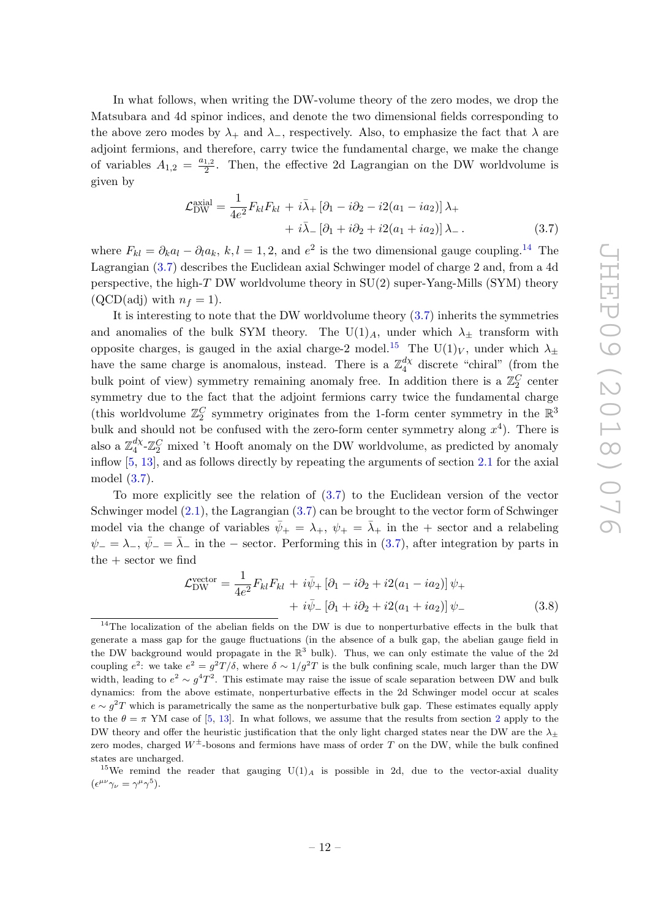In what follows, when writing the DW-volume theory of the zero modes, we drop the Matsubara and 4d spinor indices, and denote the two dimensional fields corresponding to the above zero modes by $\lambda_+$ and $\lambda_-$, respectively. Also, to emphasize the fact that $\lambda$ are adjoint fermions, and therefore, carry twice the fundamental charge, we make the change of variables $A_{1,2} = \frac{a_{1,2}}{2}$. Then, the effective 2d Lagrangian on the DW worldvolume is given by

$$\mathcal{L}_{\rm DW}^{\rm axial} = \frac{1}{4e^2} F_{kl} F_{kl} + i\bar{\lambda}_+ \left[\partial_1 - i\partial_2 - i2(a_1 - ia_2)\right] \lambda_+ \\ + i\bar{\lambda}_- \left[\partial_1 + i\partial_2 + i2(a_1 + ia_2)\right] \lambda_- \,. \tag{3.7}$$

where $F_{kl} = \partial_k a_l - \partial_l a_k$, $k, l = 1, 2$, and $e^2$ is the two dimensional gauge coupling.[14] The Lagrangian (3.7) describes the Euclidean axial Schwinger model of charge 2 and, from a 4d perspective, the high-$T$ DW worldvolume theory in SU(2) super-Yang-Mills (SYM) theory (QCD(adj) with $n_f = 1$).

It is interesting to note that the DW worldvolume theory (3.7) inherits the symmetries and anomalies of the bulk SYM theory. The $\mathrm{U}(1)_A$, under which $\lambda_\pm$ transform with opposite charges, is gauged in the axial charge-2 model.[15] The $\mathrm{U}(1)_V$, under which $\lambda_\pm$ have the same charge is anomalous, instead. There is a $\mathbb{Z}_4^{d\chi}$ discrete "chiral" (from the bulk point of view) symmetry remaining anomaly free. In addition there is a $\mathbb{Z}_2^C$ center symmetry due to the fact that the adjoint fermions carry twice the fundamental charge (this worldvolume $\mathbb{Z}_2^C$ symmetry originates from the 1-form center symmetry in the $\mathbb{R}^3$ bulk and should not be confused with the zero-form center symmetry along $x^4$). There is also a $\mathbb{Z}_4^{d\chi}$-$\mathbb{Z}_2^C$ mixed 't Hooft anomaly on the DW worldvolume, as predicted by anomaly inflow [5, 13], and as follows directly by repeating the arguments of section 2.1 for the axial model (3.7).

To more explicitly see the relation of (3.7) to the Euclidean version of the vector Schwinger model (2.1), the Lagrangian (3.7) can be brought to the vector form of Schwinger model via the change of variables $\bar{\psi}_+ = \lambda_+$, $\psi_+ = \bar{\lambda}_+$ in the $+$ sector and a relabeling $\psi_- = \lambda_-$, $\bar{\psi}_- = \bar{\lambda}_-$ in the $-$ sector. Performing this in (3.7), after integration by parts in the $+$ sector we find

$$\mathcal{L}_{\rm DW}^{\rm vector} = \frac{1}{4e^2} F_{kl} F_{kl} + i\bar{\psi}_+ \left[\partial_1 - i\partial_2 + i2(a_1 - ia_2)\right] \psi_+ \\ + i\bar{\psi}_- \left[\partial_1 + i\partial_2 + i2(a_1 + ia_2)\right] \psi_- \tag{3.8}$$

---

[14] The localization of the abelian fields on the DW is due to nonperturbative effects in the bulk that generate a mass gap for the gauge fluctuations (in the absence of a bulk gap, the abelian gauge field in the DW background would propagate in the $\mathbb{R}^3$ bulk). Thus, we can only estimate the value of the 2d coupling $e^2$: we take $e^2 = g^2 T/\delta$, where $\delta \sim 1/g^2 T$ is the bulk confining scale, much larger than the DW width, leading to $e^2 \sim g^4 T^2$. This estimate may raise the issue of scale separation between DW and bulk dynamics: from the above estimate, nonperturbative effects in the 2d Schwinger model occur at scales $e \sim g^2 T$ which is parametrically the same as the nonperturbative bulk gap. These estimates equally apply to the $\theta = \pi$ YM case of [5, 13]. In what follows, we assume that the results from section 2 apply to the DW theory and offer the heuristic justification that the only light charged states near the DW are the $\lambda_\pm$ zero modes, charged $W^\pm$-bosons and fermions have mass of order $T$ on the DW, while the bulk confined states are uncharged.

[15] We remind the reader that gauging $\mathrm{U}(1)_A$ is possible in 2d, due to the vector-axial duality ($\epsilon^{\mu\nu}\gamma_\nu = \gamma^\mu\gamma^5$).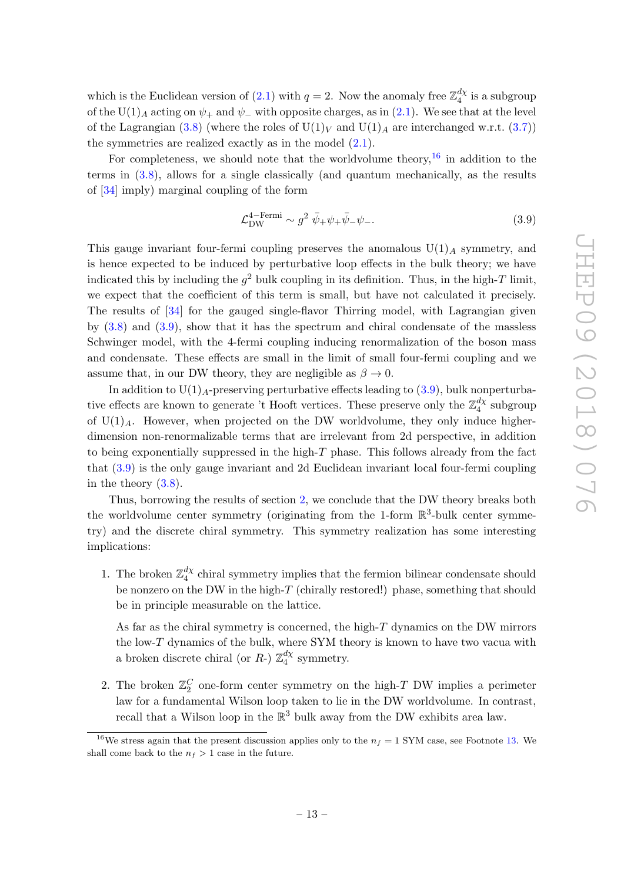which is the Euclidean version of (2.1) with $q = 2$. Now the anomaly free $\mathbb{Z}_4^{d\chi}$ is a subgroup of the $\mathrm{U}(1)_A$ acting on $\psi_+$ and $\psi_-$ with opposite charges, as in (2.1). We see that at the level of the Lagrangian (3.8) (where the roles of $\mathrm{U}(1)_V$ and $\mathrm{U}(1)_A$ are interchanged w.r.t. (3.7)) the symmetries are realized exactly as in the model (2.1).

For completeness, we should note that the worldvolume theory,[16] in addition to the terms in (3.8), allows for a single classically (and quantum mechanically, as the results of [34] imply) marginal coupling of the form

$$\mathcal{L}_{\mathrm{DW}}^{4-\mathrm{Fermi}} \sim g^2 \; \bar{\psi}_+ \psi_+ \bar{\psi}_- \psi_- . \tag{3.9}$$

This gauge invariant four-fermi coupling preserves the anomalous $\mathrm{U}(1)_A$ symmetry, and is hence expected to be induced by perturbative loop effects in the bulk theory; we have indicated this by including the $g^2$ bulk coupling in its definition. Thus, in the high-$T$ limit, we expect that the coefficient of this term is small, but have not calculated it precisely. The results of [34] for the gauged single-flavor Thirring model, with Lagrangian given by (3.8) and (3.9), show that it has the spectrum and chiral condensate of the massless Schwinger model, with the 4-fermi coupling inducing renormalization of the boson mass and condensate. These effects are small in the limit of small four-fermi coupling and we assume that, in our DW theory, they are negligible as $\beta \to 0$.

In addition to $\mathrm{U}(1)_A$-preserving perturbative effects leading to (3.9), bulk nonperturbative effects are known to generate 't Hooft vertices. These preserve only the $\mathbb{Z}_4^{d\chi}$ subgroup of $\mathrm{U}(1)_A$. However, when projected on the DW worldvolume, they only induce higher-dimension non-renormalizable terms that are irrelevant from 2d perspective, in addition to being exponentially suppressed in the high-$T$ phase. This follows already from the fact that (3.9) is the only gauge invariant and 2d Euclidean invariant local four-fermi coupling in the theory (3.8).

Thus, borrowing the results of section 2, we conclude that the DW theory breaks both the worldvolume center symmetry (originating from the 1-form $\mathbb{R}^3$-bulk center symmetry) and the discrete chiral symmetry. This symmetry realization has some interesting implications:

1. The broken $\mathbb{Z}_4^{d\chi}$ chiral symmetry implies that the fermion bilinear condensate should be nonzero on the DW in the high-$T$ (chirally restored!) phase, something that should be in principle measurable on the lattice.

   As far as the chiral symmetry is concerned, the high-$T$ dynamics on the DW mirrors the low-$T$ dynamics of the bulk, where SYM theory is known to have two vacua with a broken discrete chiral (or $R$-) $\mathbb{Z}_4^{d\chi}$ symmetry.

2. The broken $\mathbb{Z}_2^C$ one-form center symmetry on the high-$T$ DW implies a perimeter law for a fundamental Wilson loop taken to lie in the DW worldvolume. In contrast, recall that a Wilson loop in the $\mathbb{R}^3$ bulk away from the DW exhibits area law.

[16] We stress again that the present discussion applies only to the $n_f = 1$ SYM case, see Footnote 13. We shall come back to the $n_f > 1$ case in the future.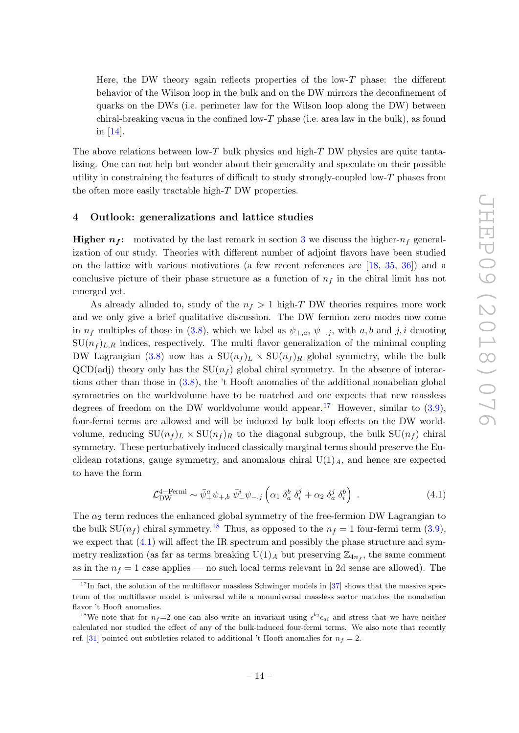Here, the DW theory again reflects properties of the low-$T$ phase: the different behavior of the Wilson loop in the bulk and on the DW mirrors the deconfinement of quarks on the DWs (i.e. perimeter law for the Wilson loop along the DW) between chiral-breaking vacua in the confined low-$T$ phase (i.e. area law in the bulk), as found in [14].

The above relations between low-$T$ bulk physics and high-$T$ DW physics are quite tantalizing. One can not help but wonder about their generality and speculate on their possible utility in constraining the features of difficult to study strongly-coupled low-$T$ phases from the often more easily tractable high-$T$ DW properties.

## 4 Outlook: generalizations and lattice studies

**Higher $n_f$:** motivated by the last remark in section 3 we discuss the higher-$n_f$ generalization of our study. Theories with different number of adjoint flavors have been studied on the lattice with various motivations (a few recent references are [18, 35, 36]) and a conclusive picture of their phase structure as a function of $n_f$ in the chiral limit has not emerged yet.

As already alluded to, study of the $n_f > 1$ high-$T$ DW theories requires more work and we only give a brief qualitative discussion. The DW fermion zero modes now come in $n_f$ multiples of those in (3.8), which we label as $\psi_{+,a}$, $\psi_{-,j}$, with $a, b$ and $j, i$ denoting $\mathrm{SU}(n_f)_{L,R}$ indices, respectively. The multi flavor generalization of the minimal coupling DW Lagrangian (3.8) now has a $\mathrm{SU}(n_f)_L \times \mathrm{SU}(n_f)_R$ global symmetry, while the bulk QCD(adj) theory only has the $\mathrm{SU}(n_f)$ global chiral symmetry. In the absence of interactions other than those in (3.8), the 't Hooft anomalies of the additional nonabelian global symmetries on the worldvolume have to be matched and one expects that new massless degrees of freedom on the DW worldvolume would appear.[17] However, similar to (3.9), four-fermi terms are allowed and will be induced by bulk loop effects on the DW worldvolume, reducing $\mathrm{SU}(n_f)_L \times \mathrm{SU}(n_f)_R$ to the diagonal subgroup, the bulk $\mathrm{SU}(n_f)$ chiral symmetry. These perturbatively induced classically marginal terms should preserve the Euclidean rotations, gauge symmetry, and anomalous chiral $\mathrm{U}(1)_A$, and hence are expected to have the form

$$\mathcal{L}_{\mathrm{DW}}^{4-\mathrm{Fermi}} \sim \bar{\psi}_+^a \psi_{+,b} \, \bar{\psi}_-^i \psi_{-,j} \left( \alpha_1 \, \delta_a^b \, \delta_i^j + \alpha_2 \, \delta_a^j \, \delta_i^b \right) \; . \tag{4.1}$$

The $\alpha_2$ term reduces the enhanced global symmetry of the free-fermion DW Lagrangian to the bulk $\mathrm{SU}(n_f)$ chiral symmetry.[18] Thus, as opposed to the $n_f = 1$ four-fermi term (3.9), we expect that (4.1) will affect the IR spectrum and possibly the phase structure and symmetry realization (as far as terms breaking $\mathrm{U}(1)_A$ but preserving $\mathbb{Z}_{4n_f}$, the same comment as in the $n_f = 1$ case applies — no such local terms relevant in 2d sense are allowed). The

[17] In fact, the solution of the multiflavor massless Schwinger models in [37] shows that the massive spectrum of the multiflavor model is universal while a nonuniversal massless sector matches the nonabelian flavor 't Hooft anomalies.

[18] We note that for $n_f$=2 one can also write an invariant using $\epsilon^{bj}\epsilon_{ai}$ and stress that we have neither calculated nor studied the effect of any of the bulk-induced four-fermi terms. We also note that recently ref. [31] pointed out subtleties related to additional 't Hooft anomalies for $n_f = 2$.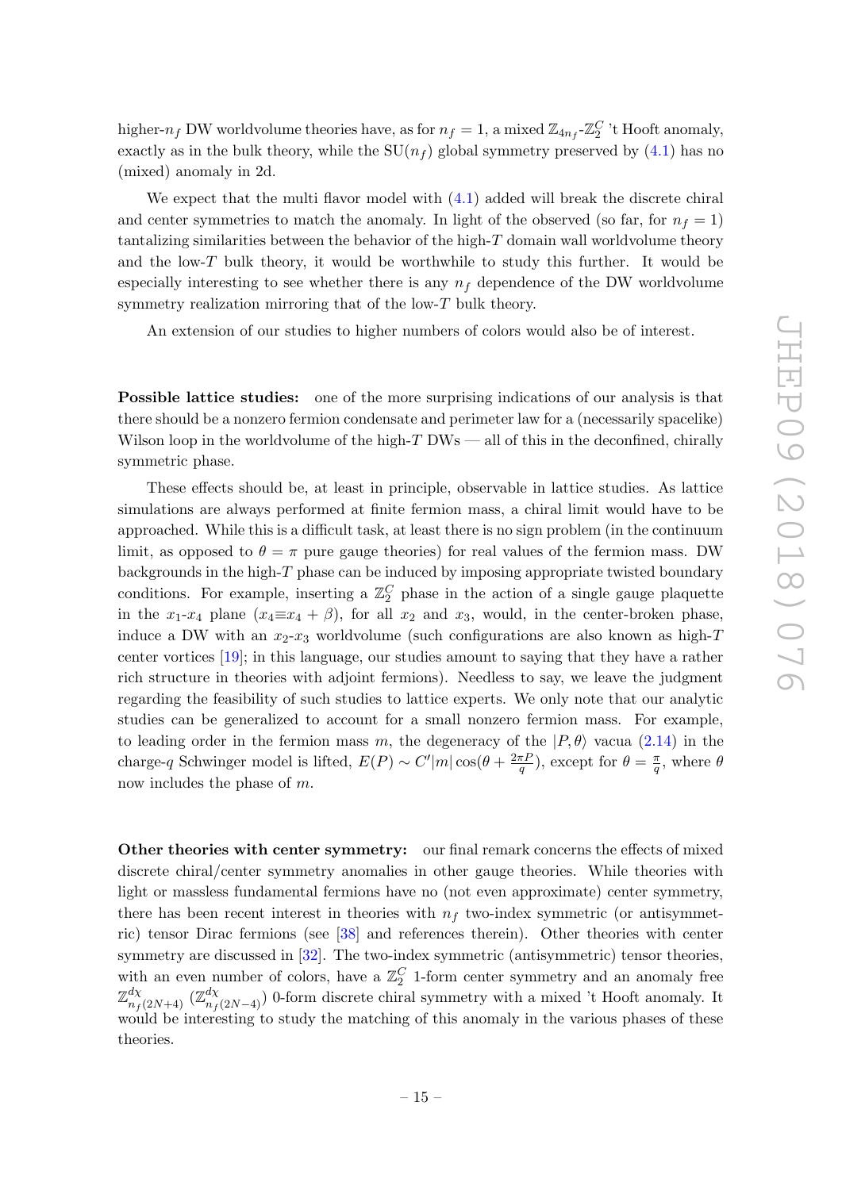higher-$n_f$ DW worldvolume theories have, as for $n_f = 1$, a mixed $\mathbb{Z}_{4n_f}$-$\mathbb{Z}_2^C$ 't Hooft anomaly, exactly as in the bulk theory, while the $\mathrm{SU}(n_f)$ global symmetry preserved by (4.1) has no (mixed) anomaly in 2d.

We expect that the multi flavor model with (4.1) added will break the discrete chiral and center symmetries to match the anomaly. In light of the observed (so far, for $n_f = 1$) tantalizing similarities between the behavior of the high-$T$ domain wall worldvolume theory and the low-$T$ bulk theory, it would be worthwhile to study this further. It would be especially interesting to see whether there is any $n_f$ dependence of the DW worldvolume symmetry realization mirroring that of the low-$T$ bulk theory.

An extension of our studies to higher numbers of colors would also be of interest.

**Possible lattice studies:** one of the more surprising indications of our analysis is that there should be a nonzero fermion condensate and perimeter law for a (necessarily spacelike) Wilson loop in the worldvolume of the high-$T$ DWs — all of this in the deconfined, chirally symmetric phase.

These effects should be, at least in principle, observable in lattice studies. As lattice simulations are always performed at finite fermion mass, a chiral limit would have to be approached. While this is a difficult task, at least there is no sign problem (in the continuum limit, as opposed to $\theta = \pi$ pure gauge theories) for real values of the fermion mass. DW backgrounds in the high-$T$ phase can be induced by imposing appropriate twisted boundary conditions. For example, inserting a $\mathbb{Z}_2^C$ phase in the action of a single gauge plaquette in the $x_1$-$x_4$ plane ($x_4 \equiv x_4 + \beta$), for all $x_2$ and $x_3$, would, in the center-broken phase, induce a DW with an $x_2$-$x_3$ worldvolume (such configurations are also known as high-$T$ center vortices [19]; in this language, our studies amount to saying that they have a rather rich structure in theories with adjoint fermions). Needless to say, we leave the judgment regarding the feasibility of such studies to lattice experts. We only note that our analytic studies can be generalized to account for a small nonzero fermion mass. For example, to leading order in the fermion mass $m$, the degeneracy of the $|P,\theta\rangle$ vacua (2.14) in the charge-$q$ Schwinger model is lifted, $E(P) \sim C'|m|\cos(\theta + \frac{2\pi P}{q})$, except for $\theta = \frac{\pi}{q}$, where $\theta$ now includes the phase of $m$.

**Other theories with center symmetry:** our final remark concerns the effects of mixed discrete chiral/center symmetry anomalies in other gauge theories. While theories with light or massless fundamental fermions have no (not even approximate) center symmetry, there has been recent interest in theories with $n_f$ two-index symmetric (or antisymmetric) tensor Dirac fermions (see [38] and references therein). Other theories with center symmetry are discussed in [32]. The two-index symmetric (antisymmetric) tensor theories, with an even number of colors, have a $\mathbb{Z}_2^C$ 1-form center symmetry and an anomaly free $\mathbb{Z}^{d\chi}_{n_f(2N+4)}$ ($\mathbb{Z}^{d\chi}_{n_f(2N-4)}$) 0-form discrete chiral symmetry with a mixed 't Hooft anomaly. It would be interesting to study the matching of this anomaly in the various phases of these theories.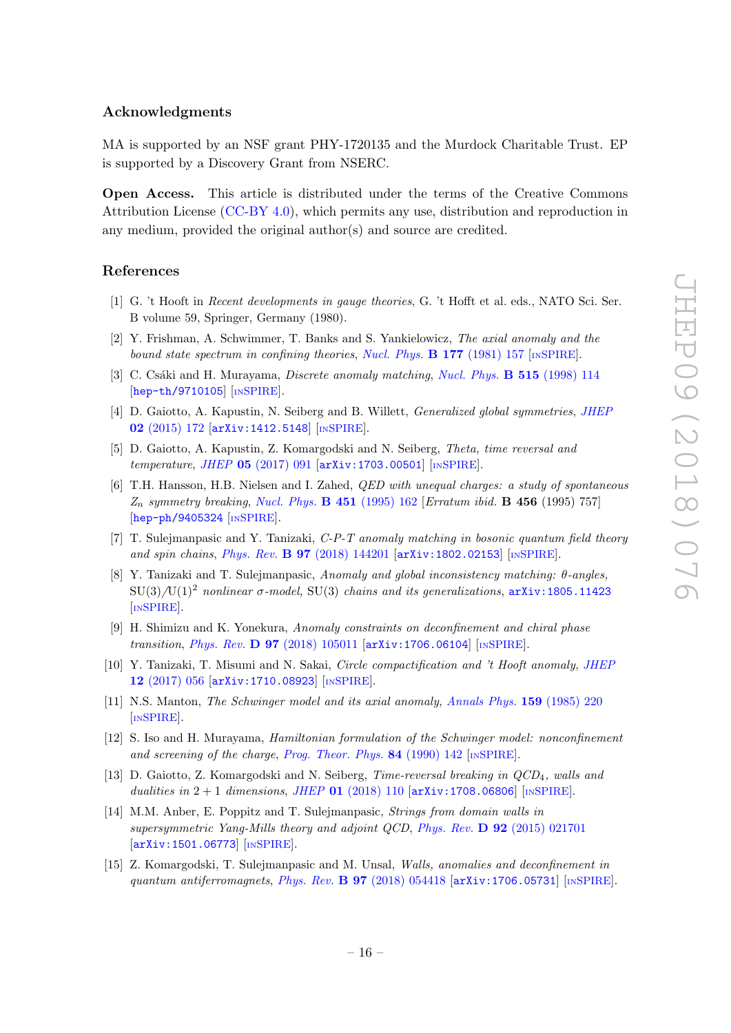## Acknowledgments

MA is supported by an NSF grant PHY-1720135 and the Murdock Charitable Trust. EP is supported by a Discovery Grant from NSERC.

**Open Access.** This article is distributed under the terms of the Creative Commons Attribution License (CC-BY 4.0), which permits any use, distribution and reproduction in any medium, provided the original author(s) and source are credited.

## References

[1] G. 't Hooft in *Recent developments in gauge theories*, G. 't Hofft et al. eds., NATO Sci. Ser. B volume 59, Springer, Germany (1980).

[2] Y. Frishman, A. Schwimmer, T. Banks and S. Yankielowicz, *The axial anomaly and the bound state spectrum in confining theories*, Nucl. Phys. **B 177** (1981) 157 [INSPIRE].

[3] C. Csáki and H. Murayama, *Discrete anomaly matching*, Nucl. Phys. **B 515** (1998) 114 [hep-th/9710105] [INSPIRE].

[4] D. Gaiotto, A. Kapustin, N. Seiberg and B. Willett, *Generalized global symmetries*, JHEP **02** (2015) 172 [arXiv:1412.5148] [INSPIRE].

[5] D. Gaiotto, A. Kapustin, Z. Komargodski and N. Seiberg, *Theta, time reversal and temperature*, JHEP **05** (2017) 091 [arXiv:1703.00501] [INSPIRE].

[6] T.H. Hansson, H.B. Nielsen and I. Zahed, *QED with unequal charges: a study of spontaneous $Z_n$ symmetry breaking*, Nucl. Phys. **B 451** (1995) 162 [*Erratum ibid.* **B 456** (1995) 757] [hep-ph/9405324] [INSPIRE].

[7] T. Sulejmanpasic and Y. Tanizaki, *C-P-T anomaly matching in bosonic quantum field theory and spin chains*, Phys. Rev. **B 97** (2018) 144201 [arXiv:1802.02153] [INSPIRE].

[8] Y. Tanizaki and T. Sulejmanpasic, *Anomaly and global inconsistency matching: θ-angles, $\mathrm{SU}(3)/\mathrm{U}(1)^2$ nonlinear σ-model,* SU(3) *chains and its generalizations*, arXiv:1805.11423 [INSPIRE].

[9] H. Shimizu and K. Yonekura, *Anomaly constraints on deconfinement and chiral phase transition*, Phys. Rev. **D 97** (2018) 105011 [arXiv:1706.06104] [INSPIRE].

[10] Y. Tanizaki, T. Misumi and N. Sakai, *Circle compactification and 't Hooft anomaly*, JHEP **12** (2017) 056 [arXiv:1710.08923] [INSPIRE].

[11] N.S. Manton, *The Schwinger model and its axial anomaly*, Annals Phys. **159** (1985) 220 [INSPIRE].

[12] S. Iso and H. Murayama, *Hamiltonian formulation of the Schwinger model: nonconfinement and screening of the charge*, Prog. Theor. Phys. **84** (1990) 142 [INSPIRE].

[13] D. Gaiotto, Z. Komargodski and N. Seiberg, *Time-reversal breaking in QCD$_4$, walls and dualities in 2 + 1 dimensions*, JHEP **01** (2018) 110 [arXiv:1708.06806] [INSPIRE].

[14] M.M. Anber, E. Poppitz and T. Sulejmanpasic, *Strings from domain walls in supersymmetric Yang-Mills theory and adjoint QCD*, Phys. Rev. **D 92** (2015) 021701 [arXiv:1501.06773] [INSPIRE].

[15] Z. Komargodski, T. Sulejmanpasic and M. Unsal, *Walls, anomalies and deconfinement in quantum antiferromagnets*, Phys. Rev. **B 97** (2018) 054418 [arXiv:1706.05731] [INSPIRE].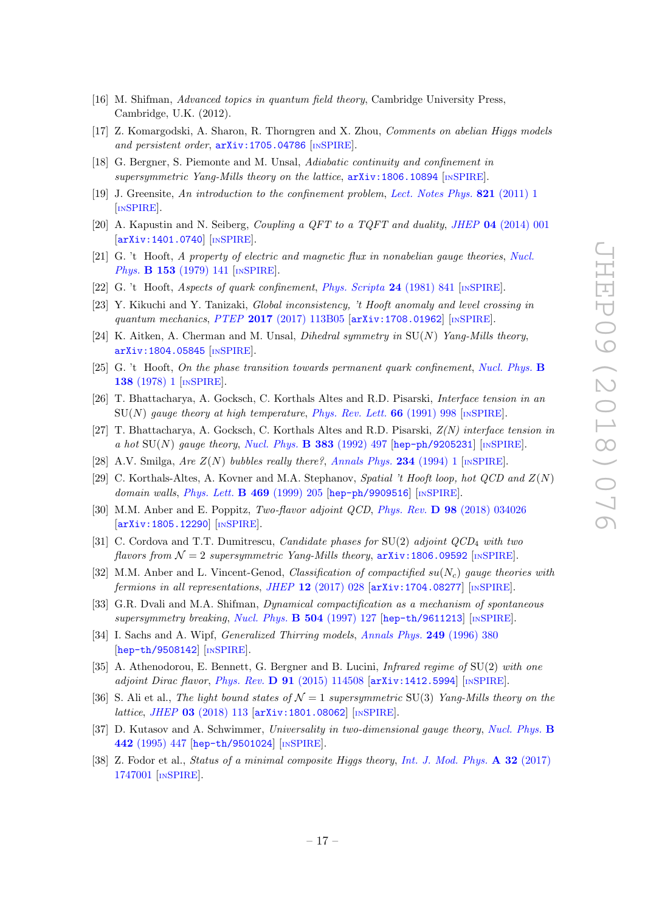[16] M. Shifman, *Advanced topics in quantum field theory*, Cambridge University Press, Cambridge, U.K. (2012).

[17] Z. Komargodski, A. Sharon, R. Thorngren and X. Zhou, *Comments on abelian Higgs models and persistent order*, arXiv:1705.04786 [INSPIRE].

[18] G. Bergner, S. Piemonte and M. Unsal, *Adiabatic continuity and confinement in supersymmetric Yang-Mills theory on the lattice*, arXiv:1806.10894 [INSPIRE].

[19] J. Greensite, *An introduction to the confinement problem*, Lect. Notes Phys. **821** (2011) 1 [INSPIRE].

[20] A. Kapustin and N. Seiberg, *Coupling a QFT to a TQFT and duality*, JHEP **04** (2014) 001 [arXiv:1401.0740] [INSPIRE].

[21] G. 't Hooft, *A property of electric and magnetic flux in nonabelian gauge theories*, Nucl. Phys. **B 153** (1979) 141 [INSPIRE].

[22] G. 't Hooft, *Aspects of quark confinement*, Phys. Scripta **24** (1981) 841 [INSPIRE].

[23] Y. Kikuchi and Y. Tanizaki, *Global inconsistency, 't Hooft anomaly and level crossing in quantum mechanics*, PTEP **2017** (2017) 113B05 [arXiv:1708.01962] [INSPIRE].

[24] K. Aitken, A. Cherman and M. Unsal, *Dihedral symmetry in* SU($N$) *Yang-Mills theory*, arXiv:1804.05845 [INSPIRE].

[25] G. 't Hooft, *On the phase transition towards permanent quark confinement*, Nucl. Phys. **B 138** (1978) 1 [INSPIRE].

[26] T. Bhattacharya, A. Gocksch, C. Korthals Altes and R.D. Pisarski, *Interface tension in an* SU($N$) *gauge theory at high temperature*, Phys. Rev. Lett. **66** (1991) 998 [INSPIRE].

[27] T. Bhattacharya, A. Gocksch, C. Korthals Altes and R.D. Pisarski, *Z(N) interface tension in a hot* SU($N$) *gauge theory*, Nucl. Phys. **B 383** (1992) 497 [hep-ph/9205231] [INSPIRE].

[28] A.V. Smilga, *Are Z(N) bubbles really there?*, Annals Phys. **234** (1994) 1 [INSPIRE].

[29] C. Korthals-Altes, A. Kovner and M.A. Stephanov, *Spatial 't Hooft loop, hot QCD and* $Z(N)$ *domain walls*, Phys. Lett. **B 469** (1999) 205 [hep-ph/9909516] [INSPIRE].

[30] M.M. Anber and E. Poppitz, *Two-flavor adjoint QCD*, Phys. Rev. **D 98** (2018) 034026 [arXiv:1805.12290] [INSPIRE].

[31] C. Cordova and T.T. Dumitrescu, *Candidate phases for* SU(2) *adjoint* $QCD_4$ *with two flavors from* $\mathcal{N}=2$ *supersymmetric Yang-Mills theory*, arXiv:1806.09592 [INSPIRE].

[32] M.M. Anber and L. Vincent-Genod, *Classification of compactified* $su(N_c)$ *gauge theories with fermions in all representations*, JHEP **12** (2017) 028 [arXiv:1704.08277] [INSPIRE].

[33] G.R. Dvali and M.A. Shifman, *Dynamical compactification as a mechanism of spontaneous supersymmetry breaking*, Nucl. Phys. **B 504** (1997) 127 [hep-th/9611213] [INSPIRE].

[34] I. Sachs and A. Wipf, *Generalized Thirring models*, Annals Phys. **249** (1996) 380 [hep-th/9508142] [INSPIRE].

[35] A. Athenodorou, E. Bennett, G. Bergner and B. Lucini, *Infrared regime of* SU(2) *with one adjoint Dirac flavor*, Phys. Rev. **D 91** (2015) 114508 [arXiv:1412.5994] [INSPIRE].

[36] S. Ali et al., *The light bound states of* $\mathcal{N}=1$ *supersymmetric* SU(3) *Yang-Mills theory on the lattice*, JHEP **03** (2018) 113 [arXiv:1801.08062] [INSPIRE].

[37] D. Kutasov and A. Schwimmer, *Universality in two-dimensional gauge theory*, Nucl. Phys. **B 442** (1995) 447 [hep-th/9501024] [INSPIRE].

[38] Z. Fodor et al., *Status of a minimal composite Higgs theory*, Int. J. Mod. Phys. **A 32** (2017) 1747001 [INSPIRE].